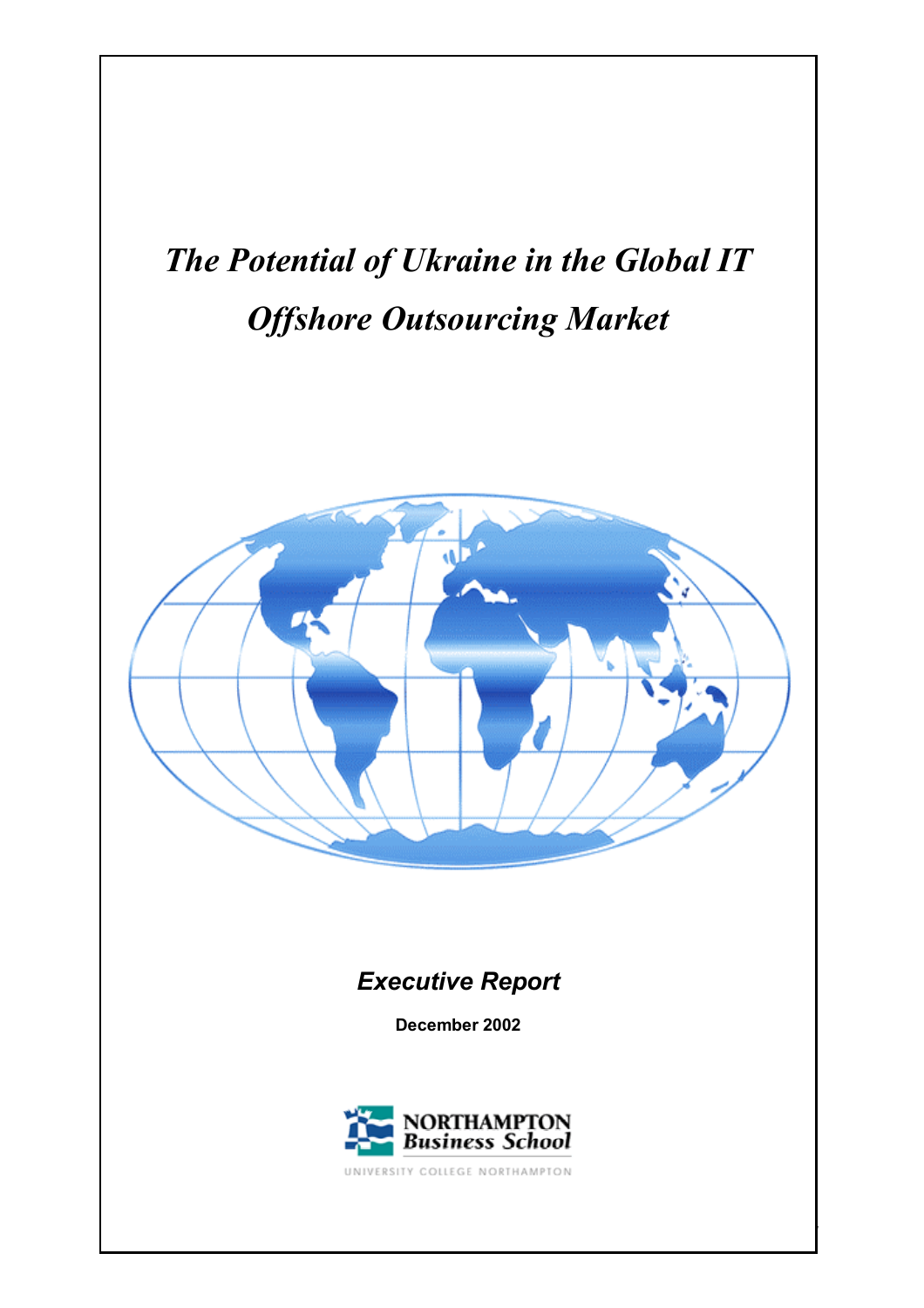# *The Potential of Ukraine in the Global IT Offshore Outsourcing Market*

## *Executive Report*

**December 2002**

NORTHAMPTON
*Business School*

UNIVERSITY COLLEGE NORTHAMPTON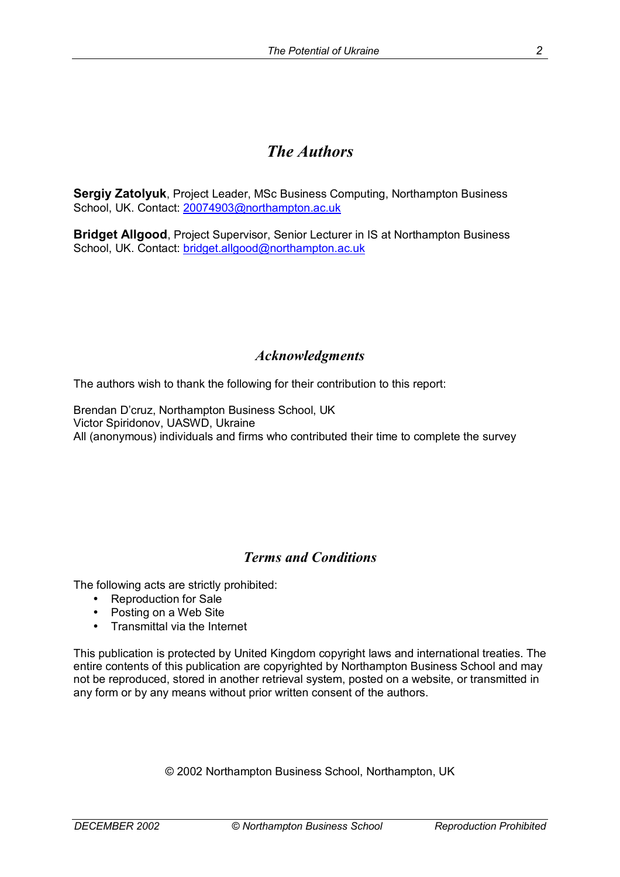# *The Authors*

**Sergiy Zatolyuk**, Project Leader, MSc Business Computing, Northampton Business School, UK. Contact: 20074903@northampton.ac.uk

**Bridget Allgood**, Project Supervisor, Senior Lecturer in IS at Northampton Business School, UK. Contact: bridget.allgood@northampton.ac.uk

## *Acknowledgments*

The authors wish to thank the following for their contribution to this report:

Brendan D'cruz, Northampton Business School, UK
Victor Spiridonov, UASWD, Ukraine
All (anonymous) individuals and firms who contributed their time to complete the survey

## *Terms and Conditions*

The following acts are strictly prohibited:

- Reproduction for Sale
- Posting on a Web Site
- Transmittal via the Internet

This publication is protected by United Kingdom copyright laws and international treaties. The entire contents of this publication are copyrighted by Northampton Business School and may not be reproduced, stored in another retrieval system, posted on a website, or transmitted in any form or by any means without prior written consent of the authors.

© 2002 Northampton Business School, Northampton, UK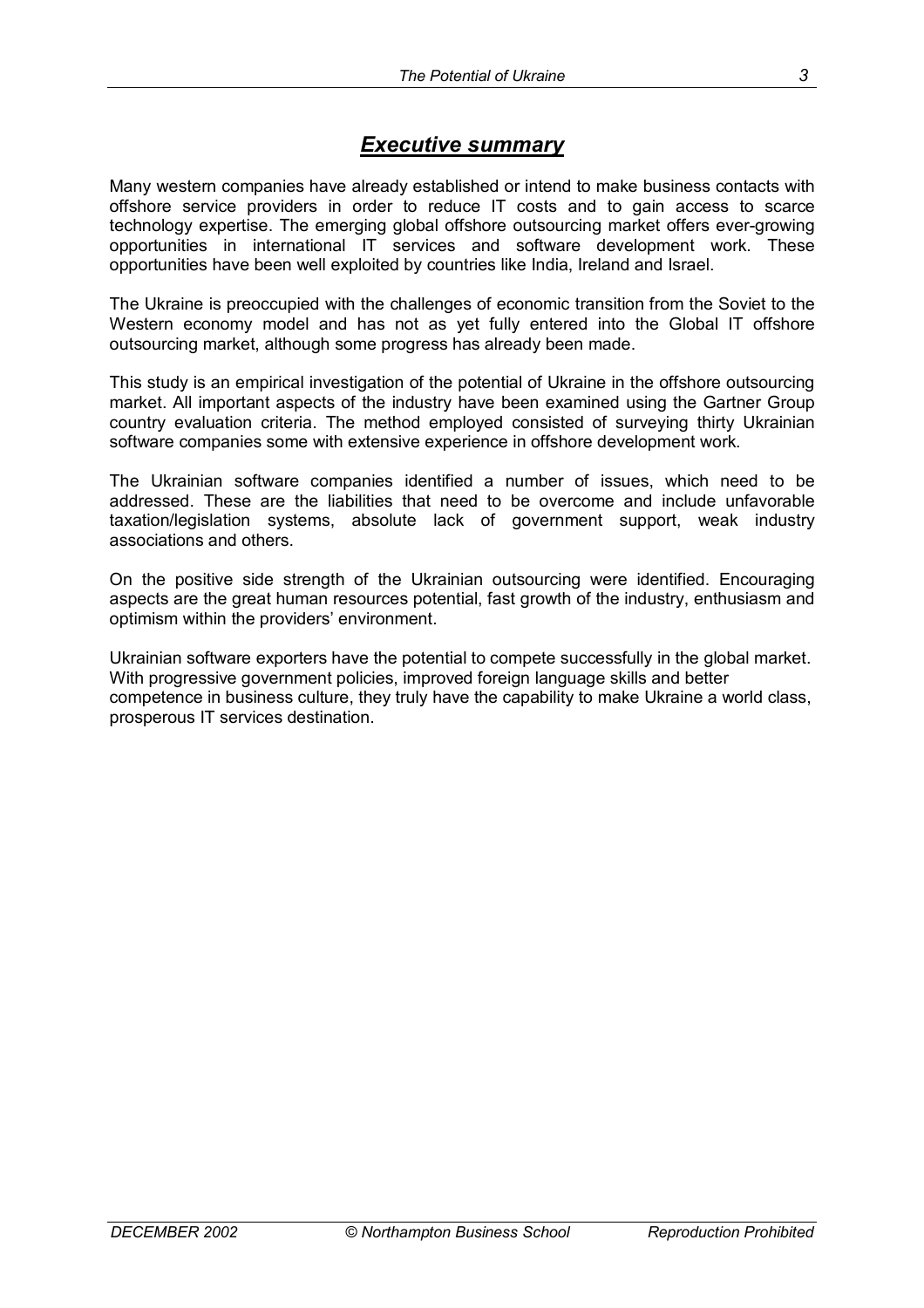# ***Executive summary***

Many western companies have already established or intend to make business contacts with offshore service providers in order to reduce IT costs and to gain access to scarce technology expertise. The emerging global offshore outsourcing market offers ever-growing opportunities in international IT services and software development work. These opportunities have been well exploited by countries like India, Ireland and Israel.

The Ukraine is preoccupied with the challenges of economic transition from the Soviet to the Western economy model and has not as yet fully entered into the Global IT offshore outsourcing market, although some progress has already been made.

This study is an empirical investigation of the potential of Ukraine in the offshore outsourcing market. All important aspects of the industry have been examined using the Gartner Group country evaluation criteria. The method employed consisted of surveying thirty Ukrainian software companies some with extensive experience in offshore development work.

The Ukrainian software companies identified a number of issues, which need to be addressed. These are the liabilities that need to be overcome and include unfavorable taxation/legislation systems, absolute lack of government support, weak industry associations and others.

On the positive side strength of the Ukrainian outsourcing were identified. Encouraging aspects are the great human resources potential, fast growth of the industry, enthusiasm and optimism within the providers' environment.

Ukrainian software exporters have the potential to compete successfully in the global market. With progressive government policies, improved foreign language skills and better competence in business culture, they truly have the capability to make Ukraine a world class, prosperous IT services destination.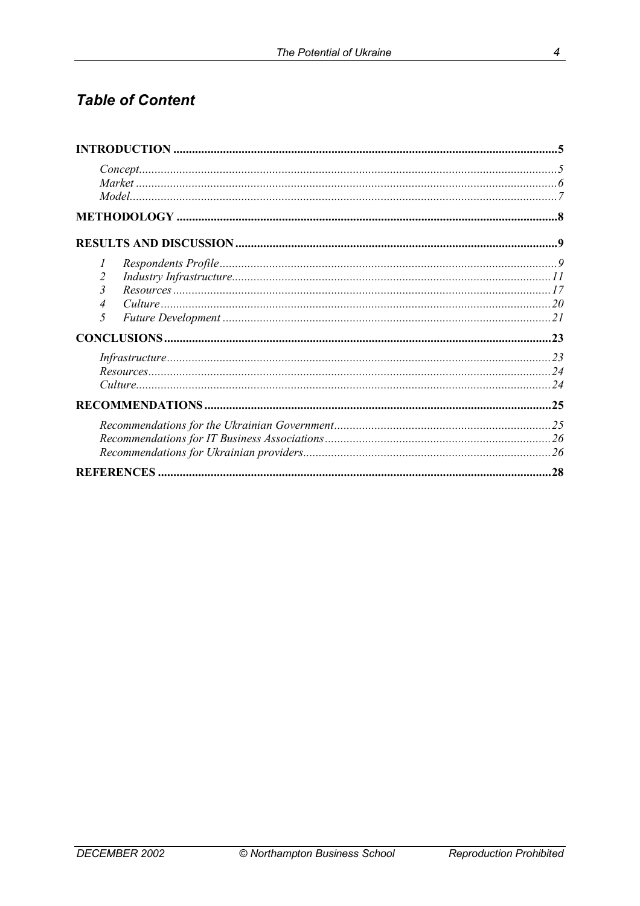## *Table of Content*

**INTRODUCTION** .......... 5

- *Concept* .......... 5
- *Market* .......... 6
- *Model* .......... 7

**METHODOLOGY** .......... 8

**RESULTS AND DISCUSSION** .......... 9

1. *Respondents Profile* .......... 9
2. *Industry Infrastructure* .......... 11
3. *Resources* .......... 17
4. *Culture* .......... 20
5. *Future Development* .......... 21

**CONCLUSIONS** .......... 23

- *Infrastructure* .......... 23
- *Resources* .......... 24
- *Culture* .......... 24

**RECOMMENDATIONS** .......... 25

- *Recommendations for the Ukrainian Government* .......... 25
- *Recommendations for IT Business Associations* .......... 26
- *Recommendations for Ukrainian providers* .......... 26

**REFERENCES** .......... 28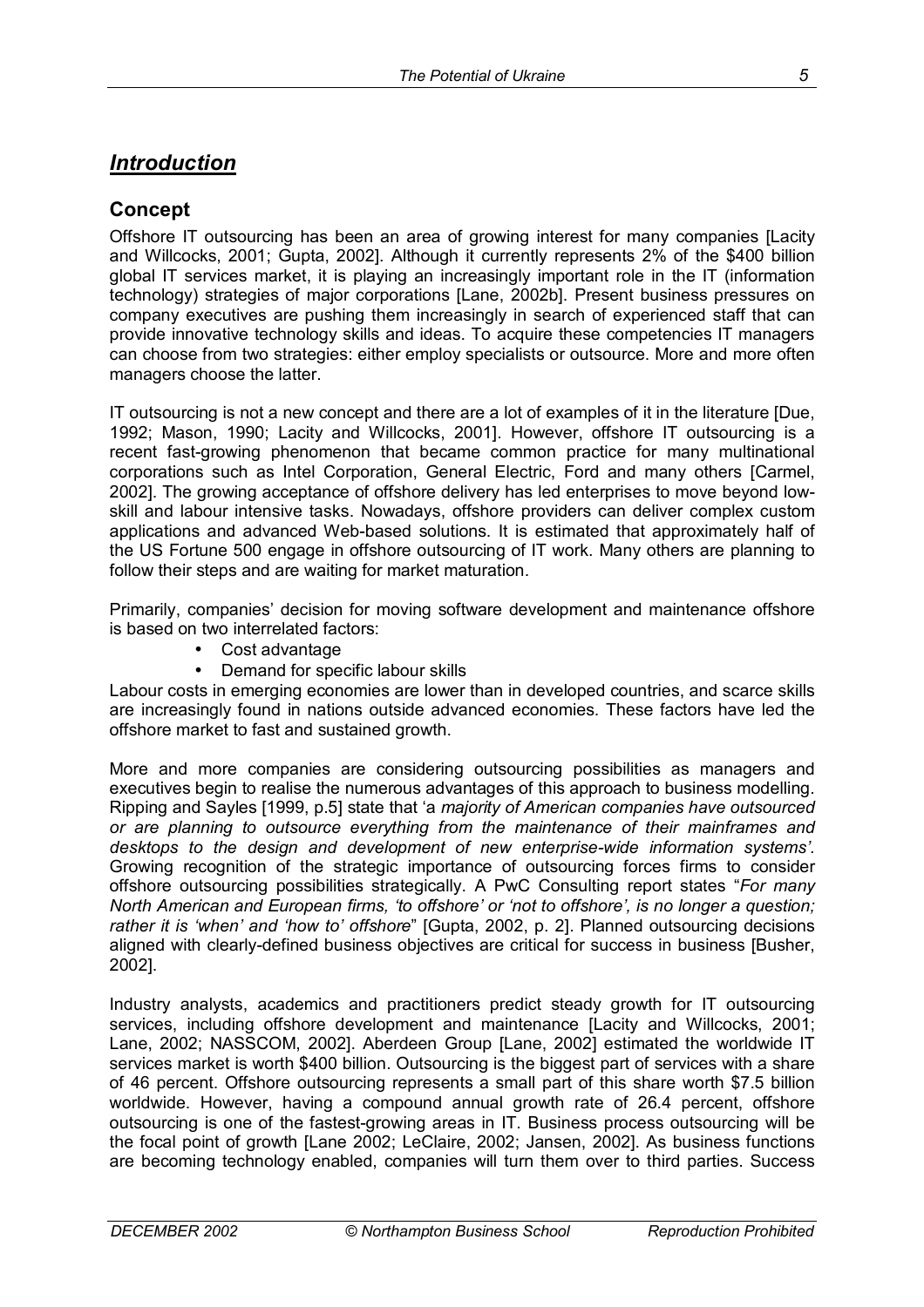# *Introduction*

## Concept

Offshore IT outsourcing has been an area of growing interest for many companies [Lacity and Willcocks, 2001; Gupta, 2002]. Although it currently represents 2% of the $400 billion global IT services market, it is playing an increasingly important role in the IT (information technology) strategies of major corporations [Lane, 2002b]. Present business pressures on company executives are pushing them increasingly in search of experienced staff that can provide innovative technology skills and ideas. To acquire these competencies IT managers can choose from two strategies: either employ specialists or outsource. More and more often managers choose the latter.

IT outsourcing is not a new concept and there are a lot of examples of it in the literature [Due, 1992; Mason, 1990; Lacity and Willcocks, 2001]. However, offshore IT outsourcing is a recent fast-growing phenomenon that became common practice for many multinational corporations such as Intel Corporation, General Electric, Ford and many others [Carmel, 2002]. The growing acceptance of offshore delivery has led enterprises to move beyond low-skill and labour intensive tasks. Nowadays, offshore providers can deliver complex custom applications and advanced Web-based solutions. It is estimated that approximately half of the US Fortune 500 engage in offshore outsourcing of IT work. Many others are planning to follow their steps and are waiting for market maturation.

Primarily, companies' decision for moving software development and maintenance offshore is based on two interrelated factors:

- Cost advantage
- Demand for specific labour skills

Labour costs in emerging economies are lower than in developed countries, and scarce skills are increasingly found in nations outside advanced economies. These factors have led the offshore market to fast and sustained growth.

More and more companies are considering outsourcing possibilities as managers and executives begin to realise the numerous advantages of this approach to business modelling. Ripping and Sayles [1999, p.5] state that '*a majority of American companies have outsourced or are planning to outsource everything from the maintenance of their mainframes and desktops to the design and development of new enterprise-wide information systems'*. Growing recognition of the strategic importance of outsourcing forces firms to consider offshore outsourcing possibilities strategically. A PwC Consulting report states "*For many North American and European firms, 'to offshore' or 'not to offshore', is no longer a question; rather it is 'when' and 'how to' offshore*" [Gupta, 2002, p. 2]. Planned outsourcing decisions aligned with clearly-defined business objectives are critical for success in business [Busher, 2002].

Industry analysts, academics and practitioners predict steady growth for IT outsourcing services, including offshore development and maintenance [Lacity and Willcocks, 2001; Lane, 2002; NASSCOM, 2002]. Aberdeen Group [Lane, 2002] estimated the worldwide IT services market is worth $400 billion. Outsourcing is the biggest part of services with a share of 46 percent. Offshore outsourcing represents a small part of this share worth $7.5 billion worldwide. However, having a compound annual growth rate of 26.4 percent, offshore outsourcing is one of the fastest-growing areas in IT. Business process outsourcing will be the focal point of growth [Lane 2002; LeClaire, 2002; Jansen, 2002]. As business functions are becoming technology enabled, companies will turn them over to third parties. Success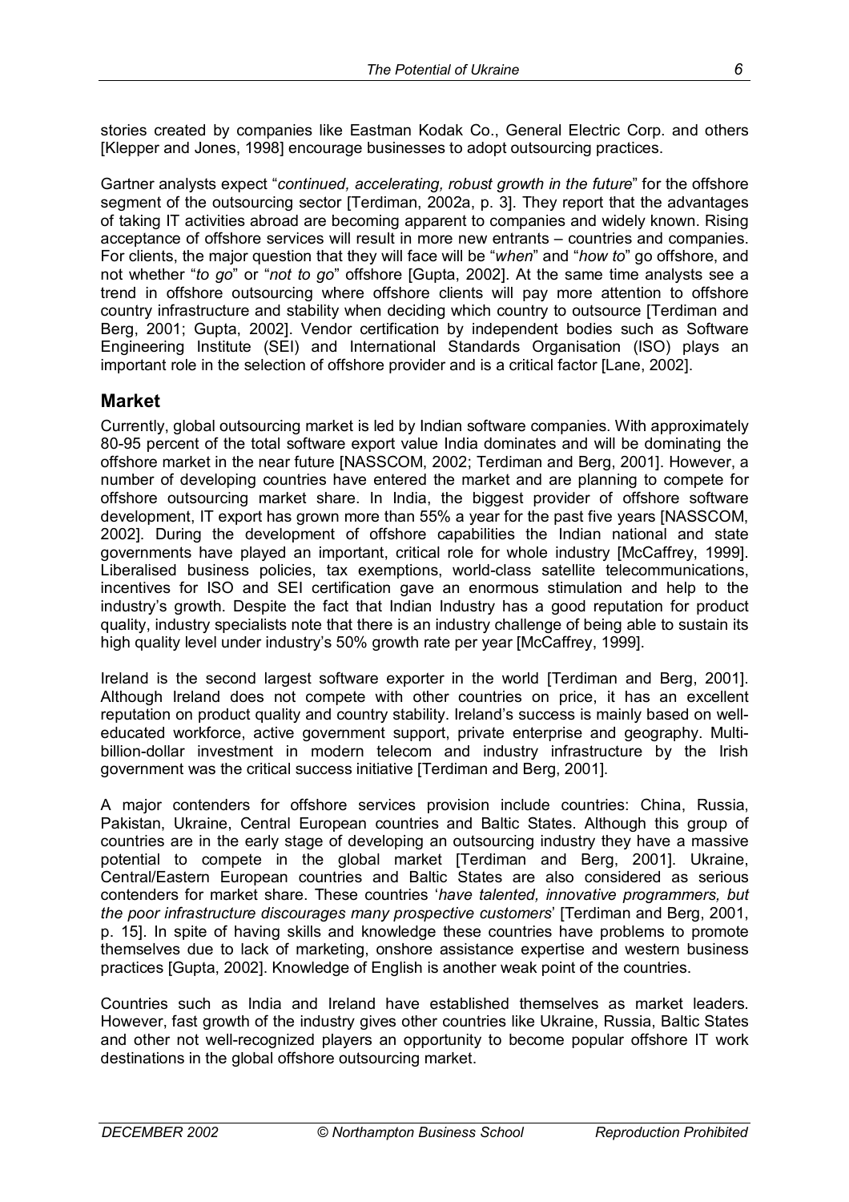stories created by companies like Eastman Kodak Co., General Electric Corp. and others [Klepper and Jones, 1998] encourage businesses to adopt outsourcing practices.

Gartner analysts expect "*continued, accelerating, robust growth in the future*" for the offshore segment of the outsourcing sector [Terdiman, 2002a, p. 3]. They report that the advantages of taking IT activities abroad are becoming apparent to companies and widely known. Rising acceptance of offshore services will result in more new entrants – countries and companies. For clients, the major question that they will face will be "*when*" and "*how to*" go offshore, and not whether "*to go*" or "*not to go*" offshore [Gupta, 2002]. At the same time analysts see a trend in offshore outsourcing where offshore clients will pay more attention to offshore country infrastructure and stability when deciding which country to outsource [Terdiman and Berg, 2001; Gupta, 2002]. Vendor certification by independent bodies such as Software Engineering Institute (SEI) and International Standards Organisation (ISO) plays an important role in the selection of offshore provider and is a critical factor [Lane, 2002].

## Market

Currently, global outsourcing market is led by Indian software companies. With approximately 80-95 percent of the total software export value India dominates and will be dominating the offshore market in the near future [NASSCOM, 2002; Terdiman and Berg, 2001]. However, a number of developing countries have entered the market and are planning to compete for offshore outsourcing market share. In India, the biggest provider of offshore software development, IT export has grown more than 55% a year for the past five years [NASSCOM, 2002]. During the development of offshore capabilities the Indian national and state governments have played an important, critical role for whole industry [McCaffrey, 1999]. Liberalised business policies, tax exemptions, world-class satellite telecommunications, incentives for ISO and SEI certification gave an enormous stimulation and help to the industry's growth. Despite the fact that Indian Industry has a good reputation for product quality, industry specialists note that there is an industry challenge of being able to sustain its high quality level under industry's 50% growth rate per year [McCaffrey, 1999].

Ireland is the second largest software exporter in the world [Terdiman and Berg, 2001]. Although Ireland does not compete with other countries on price, it has an excellent reputation on product quality and country stability. Ireland's success is mainly based on well-educated workforce, active government support, private enterprise and geography. Multi-billion-dollar investment in modern telecom and industry infrastructure by the Irish government was the critical success initiative [Terdiman and Berg, 2001].

A major contenders for offshore services provision include countries: China, Russia, Pakistan, Ukraine, Central European countries and Baltic States. Although this group of countries are in the early stage of developing an outsourcing industry they have a massive potential to compete in the global market [Terdiman and Berg, 2001]. Ukraine, Central/Eastern European countries and Baltic States are also considered as serious contenders for market share. These countries '*have talented, innovative programmers, but the poor infrastructure discourages many prospective customers*' [Terdiman and Berg, 2001, p. 15]. In spite of having skills and knowledge these countries have problems to promote themselves due to lack of marketing, onshore assistance expertise and western business practices [Gupta, 2002]. Knowledge of English is another weak point of the countries.

Countries such as India and Ireland have established themselves as market leaders. However, fast growth of the industry gives other countries like Ukraine, Russia, Baltic States and other not well-recognized players an opportunity to become popular offshore IT work destinations in the global offshore outsourcing market.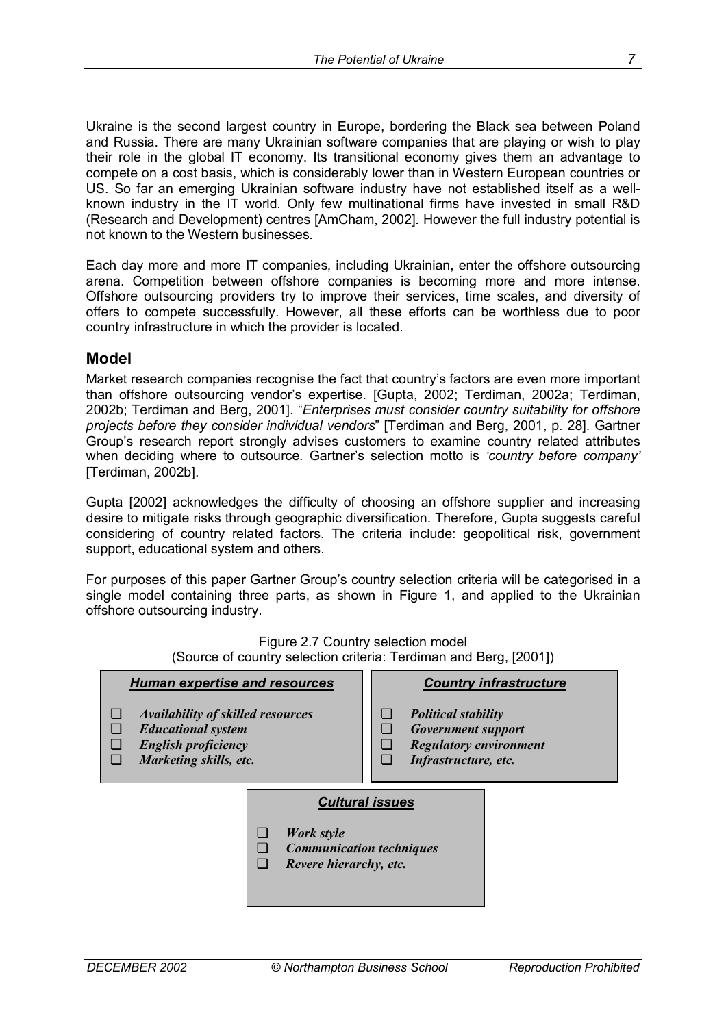Ukraine is the second largest country in Europe, bordering the Black sea between Poland and Russia. There are many Ukrainian software companies that are playing or wish to play their role in the global IT economy. Its transitional economy gives them an advantage to compete on a cost basis, which is considerably lower than in Western European countries or US. So far an emerging Ukrainian software industry have not established itself as a well-known industry in the IT world. Only few multinational firms have invested in small R&D (Research and Development) centres [AmCham, 2002]. However the full industry potential is not known to the Western businesses.

Each day more and more IT companies, including Ukrainian, enter the offshore outsourcing arena. Competition between offshore companies is becoming more and more intense. Offshore outsourcing providers try to improve their services, time scales, and diversity of offers to compete successfully. However, all these efforts can be worthless due to poor country infrastructure in which the provider is located.

## Model

Market research companies recognise the fact that country's factors are even more important than offshore outsourcing vendor's expertise. [Gupta, 2002; Terdiman, 2002a; Terdiman, 2002b; Terdiman and Berg, 2001]. "*Enterprises must consider country suitability for offshore projects before they consider individual vendors*" [Terdiman and Berg, 2001, p. 28]. Gartner Group's research report strongly advises customers to examine country related attributes when deciding where to outsource. Gartner's selection motto is *'country before company'* [Terdiman, 2002b].

Gupta [2002] acknowledges the difficulty of choosing an offshore supplier and increasing desire to mitigate risks through geographic diversification. Therefore, Gupta suggests careful considering of country related factors. The criteria include: geopolitical risk, government support, educational system and others.

For purposes of this paper Gartner Group's country selection criteria will be categorised in a single model containing three parts, as shown in Figure 1, and applied to the Ukrainian offshore outsourcing industry.

Figure 2.7 Country selection model
(Source of country selection criteria: Terdiman and Berg, [2001])

***Human expertise and resources***

- ***Availability of skilled resources***
- ***Educational system***
- ***English proficiency***
- ***Marketing skills, etc.***

***Country infrastructure***

- ***Political stability***
- ***Government support***
- ***Regulatory environment***
- ***Infrastructure, etc.***

***Cultural issues***

- ***Work style***
- ***Communication techniques***
- ***Revere hierarchy, etc.***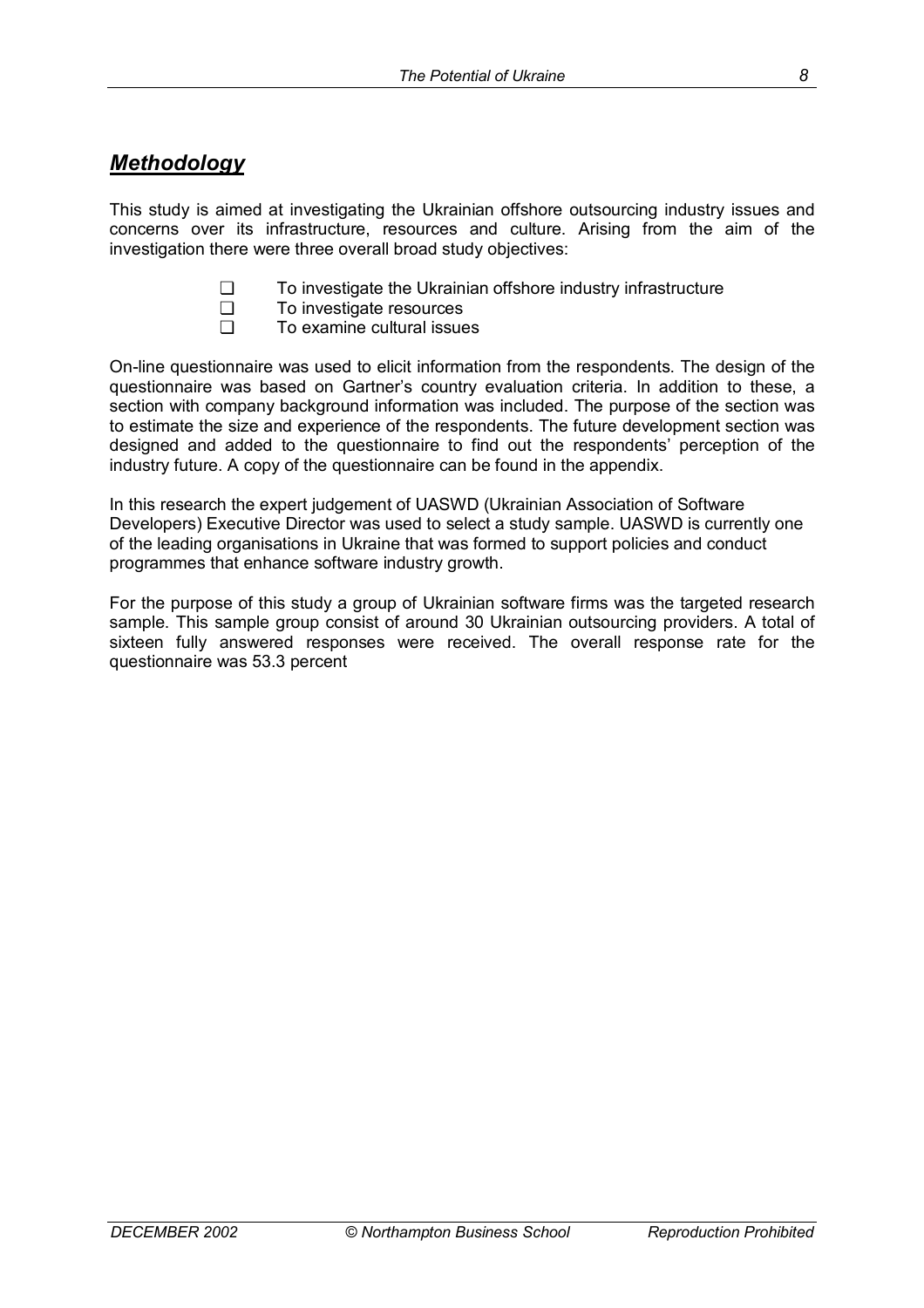## ***Methodology***

This study is aimed at investigating the Ukrainian offshore outsourcing industry issues and concerns over its infrastructure, resources and culture. Arising from the aim of the investigation there were three overall broad study objectives:

- To investigate the Ukrainian offshore industry infrastructure
- To investigate resources
- To examine cultural issues

On-line questionnaire was used to elicit information from the respondents. The design of the questionnaire was based on Gartner's country evaluation criteria. In addition to these, a section with company background information was included. The purpose of the section was to estimate the size and experience of the respondents. The future development section was designed and added to the questionnaire to find out the respondents' perception of the industry future. A copy of the questionnaire can be found in the appendix.

In this research the expert judgement of UASWD (Ukrainian Association of Software Developers) Executive Director was used to select a study sample. UASWD is currently one of the leading organisations in Ukraine that was formed to support policies and conduct programmes that enhance software industry growth.

For the purpose of this study a group of Ukrainian software firms was the targeted research sample. This sample group consist of around 30 Ukrainian outsourcing providers. A total of sixteen fully answered responses were received. The overall response rate for the questionnaire was 53.3 percent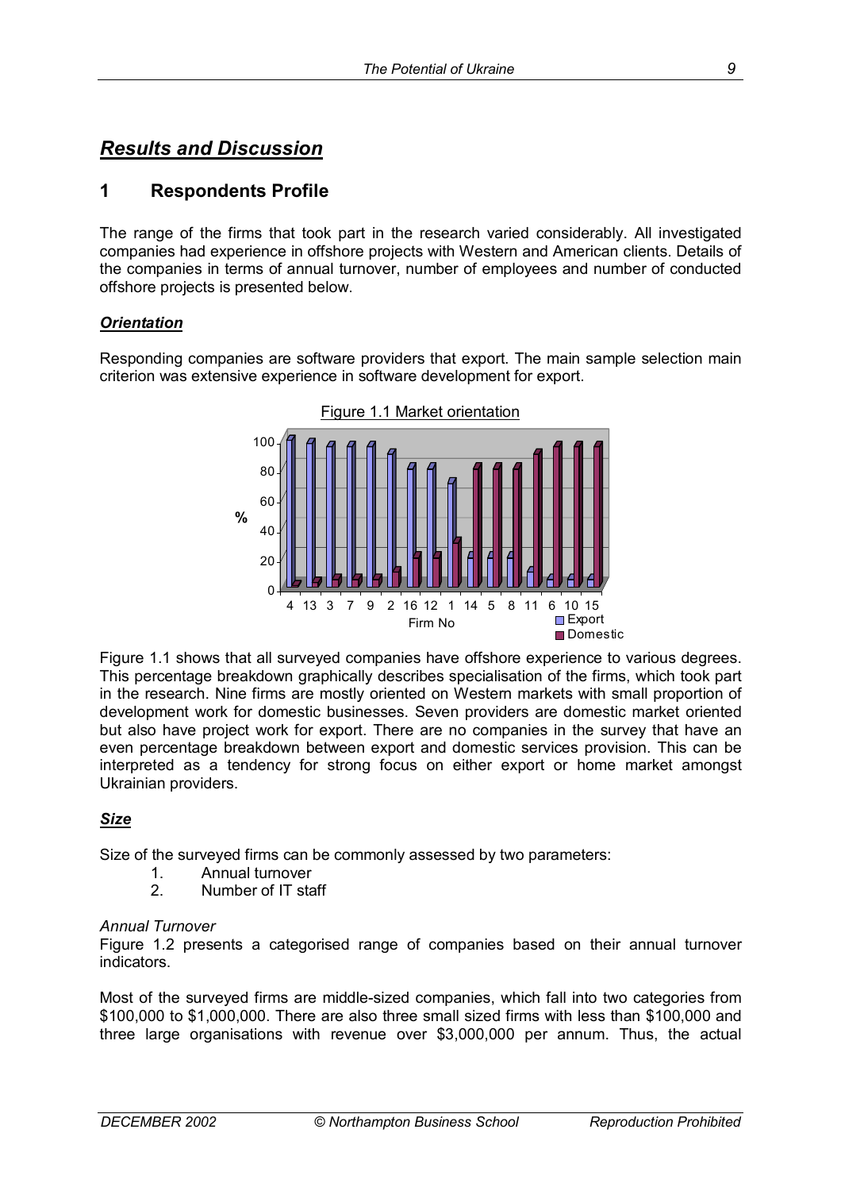## Results and Discussion

## 1 Respondents Profile

The range of the firms that took part in the research varied considerably. All investigated companies had experience in offshore projects with Western and American clients. Details of the companies in terms of annual turnover, number of employees and number of conducted offshore projects is presented below.

### *Orientation*

Responding companies are software providers that export. The main sample selection main criterion was extensive experience in software development for export.

Figure 1.1 Market orientation

Figure 1.1 shows that all surveyed companies have offshore experience to various degrees. This percentage breakdown graphically describes specialisation of the firms, which took part in the research. Nine firms are mostly oriented on Western markets with small proportion of development work for domestic businesses. Seven providers are domestic market oriented but also have project work for export. There are no companies in the survey that have an even percentage breakdown between export and domestic services provision. This can be interpreted as a tendency for strong focus on either export or home market amongst Ukrainian providers.

### *Size*

Size of the surveyed firms can be commonly assessed by two parameters:

1. Annual turnover
2. Number of IT staff

*Annual Turnover*

Figure 1.2 presents a categorised range of companies based on their annual turnover indicators.

Most of the surveyed firms are middle-sized companies, which fall into two categories from $100,000 to $1,000,000. There are also three small sized firms with less than $100,000 and three large organisations with revenue over $3,000,000 per annum. Thus, the actual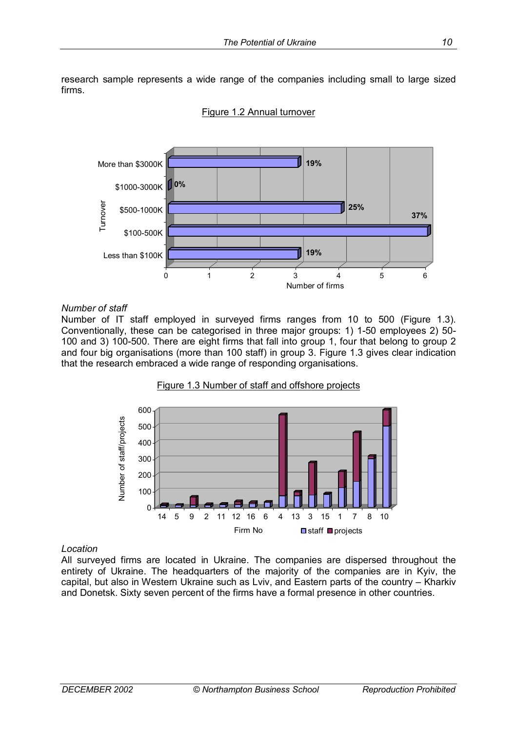research sample represents a wide range of the companies including small to large sized firms.

Figure 1.2 Annual turnover

*Number of staff*

Number of IT staff employed in surveyed firms ranges from 10 to 500 (Figure 1.3). Conventionally, these can be categorised in three major groups: 1) 1-50 employees 2) 50-100 and 3) 100-500. There are eight firms that fall into group 1, four that belong to group 2 and four big organisations (more than 100 staff) in group 3. Figure 1.3 gives clear indication that the research embraced a wide range of responding organisations.

Figure 1.3 Number of staff and offshore projects

*Location*

All surveyed firms are located in Ukraine. The companies are dispersed throughout the entirety of Ukraine. The headquarters of the majority of the companies are in Kyiv, the capital, but also in Western Ukraine such as Lviv, and Eastern parts of the country – Kharkiv and Donetsk. Sixty seven percent of the firms have a formal presence in other countries.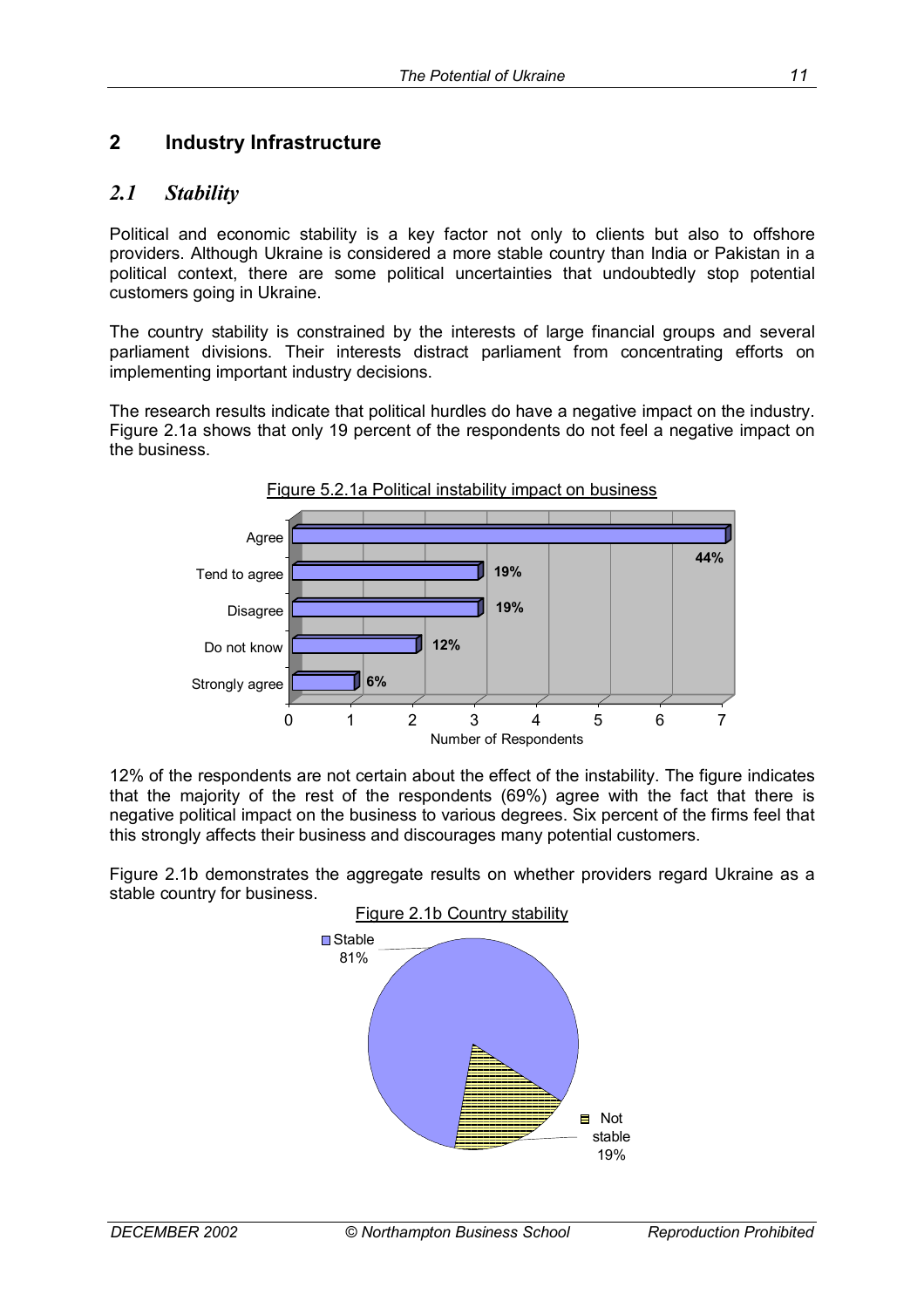# 2 Industry Infrastructure

## *2.1 Stability*

Political and economic stability is a key factor not only to clients but also to offshore providers. Although Ukraine is considered a more stable country than India or Pakistan in a political context, there are some political uncertainties that undoubtedly stop potential customers going in Ukraine.

The country stability is constrained by the interests of large financial groups and several parliament divisions. Their interests distract parliament from concentrating efforts on implementing important industry decisions.

The research results indicate that political hurdles do have a negative impact on the industry. Figure 2.1a shows that only 19 percent of the respondents do not feel a negative impact on the business.

Figure 5.2.1a Political instability impact on business

| Response | Percentage |
|---|---|
| Agree | 44% |
| Tend to agree | 19% |
| Disagree | 19% |
| Do not know | 12% |
| Strongly agree | 6% |

12% of the respondents are not certain about the effect of the instability. The figure indicates that the majority of the rest of the respondents (69%) agree with the fact that there is negative political impact on the business to various degrees. Six percent of the firms feel that this strongly affects their business and discourages many potential customers.

Figure 2.1b demonstrates the aggregate results on whether providers regard Ukraine as a stable country for business.

Figure 2.1b Country stability

| Response | Percentage |
|---|---|
| Stable | 81% |
| Not stable | 19% |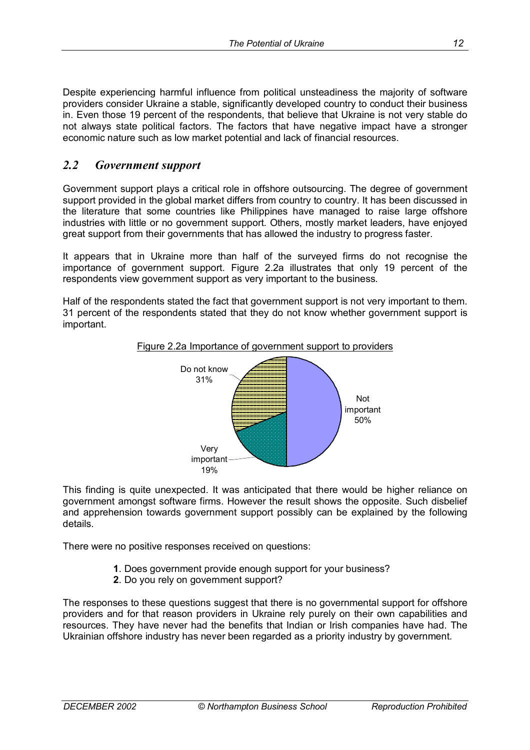Despite experiencing harmful influence from political unsteadiness the majority of software providers consider Ukraine a stable, significantly developed country to conduct their business in. Even those 19 percent of the respondents, that believe that Ukraine is not very stable do not always state political factors. The factors that have negative impact have a stronger economic nature such as low market potential and lack of financial resources.

## *2.2 Government support*

Government support plays a critical role in offshore outsourcing. The degree of government support provided in the global market differs from country to country. It has been discussed in the literature that some countries like Philippines have managed to raise large offshore industries with little or no government support. Others, mostly market leaders, have enjoyed great support from their governments that has allowed the industry to progress faster.

It appears that in Ukraine more than half of the surveyed firms do not recognise the importance of government support. Figure 2.2a illustrates that only 19 percent of the respondents view government support as very important to the business.

Half of the respondents stated the fact that government support is not very important to them. 31 percent of the respondents stated that they do not know whether government support is important.

Figure 2.2a Importance of government support to providers

| Response | Percent |
|---|---|
| Not important | 50% |
| Very important | 19% |
| Do not know | 31% |

This finding is quite unexpected. It was anticipated that there would be higher reliance on government amongst software firms. However the result shows the opposite. Such disbelief and apprehension towards government support possibly can be explained by the following details.

There were no positive responses received on questions:

**1**. Does government provide enough support for your business?
**2**. Do you rely on government support?

The responses to these questions suggest that there is no governmental support for offshore providers and for that reason providers in Ukraine rely purely on their own capabilities and resources. They have never had the benefits that Indian or Irish companies have had. The Ukrainian offshore industry has never been regarded as a priority industry by government.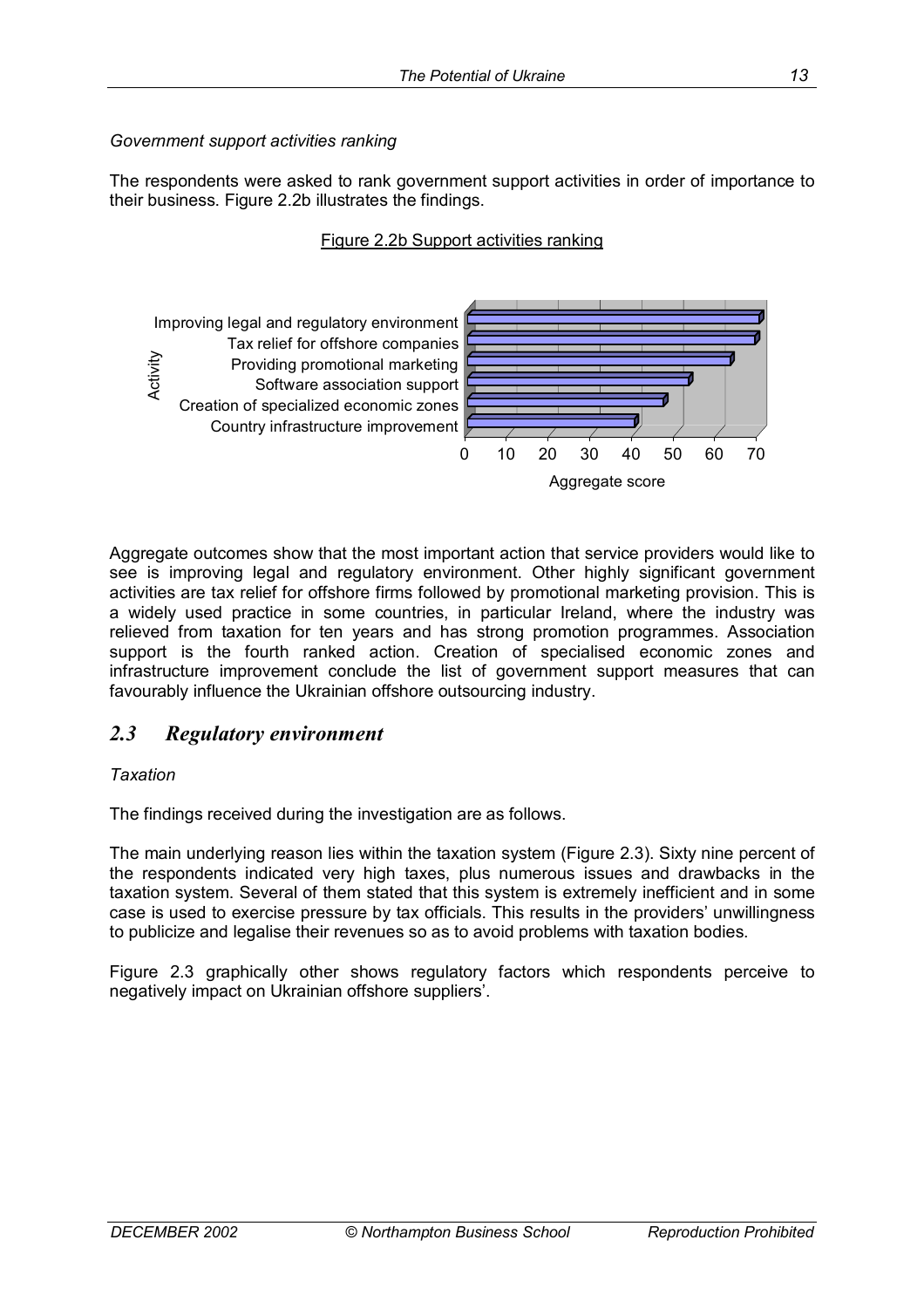*Government support activities ranking*

The respondents were asked to rank government support activities in order of importance to their business. Figure 2.2b illustrates the findings.

Figure 2.2b Support activities ranking

| Activity | Aggregate score |
|---|---|
| Improving legal and regulatory environment | ~70 |
| Tax relief for offshore companies | ~69 |
| Providing promotional marketing | ~63 |
| Software association support | ~53 |
| Creation of specialized economic zones | ~47 |
| Country infrastructure improvement | ~40 |

Aggregate outcomes show that the most important action that service providers would like to see is improving legal and regulatory environment. Other highly significant government activities are tax relief for offshore firms followed by promotional marketing provision. This is a widely used practice in some countries, in particular Ireland, where the industry was relieved from taxation for ten years and has strong promotion programmes. Association support is the fourth ranked action. Creation of specialised economic zones and infrastructure improvement conclude the list of government support measures that can favourably influence the Ukrainian offshore outsourcing industry.

## *2.3 Regulatory environment*

*Taxation*

The findings received during the investigation are as follows.

The main underlying reason lies within the taxation system (Figure 2.3). Sixty nine percent of the respondents indicated very high taxes, plus numerous issues and drawbacks in the taxation system. Several of them stated that this system is extremely inefficient and in some case is used to exercise pressure by tax officials. This results in the providers' unwillingness to publicize and legalise their revenues so as to avoid problems with taxation bodies.

Figure 2.3 graphically other shows regulatory factors which respondents perceive to negatively impact on Ukrainian offshore suppliers'.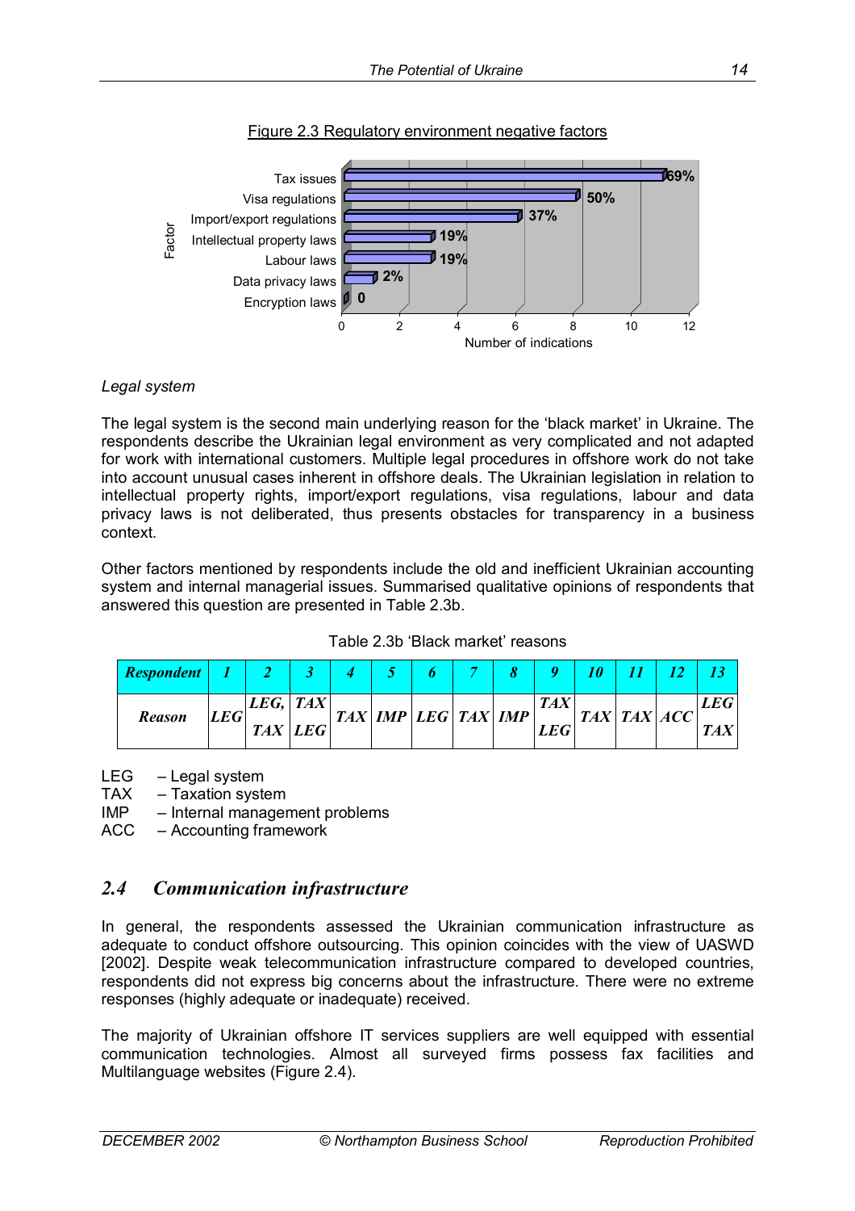Figure 2.3 Regulatory environment negative factors

| Factor | Number of indications (%) |
|---|---|
| Tax issues | 69% |
| Visa regulations | 50% |
| Import/export regulations | 37% |
| Intellectual property laws | 19% |
| Labour laws | 19% |
| Data privacy laws | 2% |
| Encryption laws | 0 |

*Legal system*

The legal system is the second main underlying reason for the 'black market' in Ukraine. The respondents describe the Ukrainian legal environment as very complicated and not adapted for work with international customers. Multiple legal procedures in offshore work do not take into account unusual cases inherent in offshore deals. The Ukrainian legislation in relation to intellectual property rights, import/export regulations, visa regulations, labour and data privacy laws is not deliberated, thus presents obstacles for transparency in a business context.

Other factors mentioned by respondents include the old and inefficient Ukrainian accounting system and internal managerial issues. Summarised qualitative opinions of respondents that answered this question are presented in Table 2.3b.

Table 2.3b 'Black market' reasons

| ***Respondent*** | ***1*** | ***2*** | ***3*** | ***4*** | ***5*** | ***6*** | ***7*** | ***8*** | ***9*** | ***10*** | ***11*** | ***12*** | ***13*** |
|---|---|---|---|---|---|---|---|---|---|---|---|---|---|
| ***Reason*** | ***LEG*** | ***LEG, TAX*** | ***TAX LEG*** | ***TAX*** | ***IMP*** | ***LEG*** | ***TAX*** | ***IMP*** | ***TAX LEG*** | ***TAX*** | ***TAX*** | ***ACC*** | ***LEG TAX*** |

LEG – Legal system
TAX – Taxation system
IMP – Internal management problems
ACC – Accounting framework

## *2.4 Communication infrastructure*

In general, the respondents assessed the Ukrainian communication infrastructure as adequate to conduct offshore outsourcing. This opinion coincides with the view of UASWD [2002]. Despite weak telecommunication infrastructure compared to developed countries, respondents did not express big concerns about the infrastructure. There were no extreme responses (highly adequate or inadequate) received.

The majority of Ukrainian offshore IT services suppliers are well equipped with essential communication technologies. Almost all surveyed firms possess fax facilities and Multilanguage websites (Figure 2.4).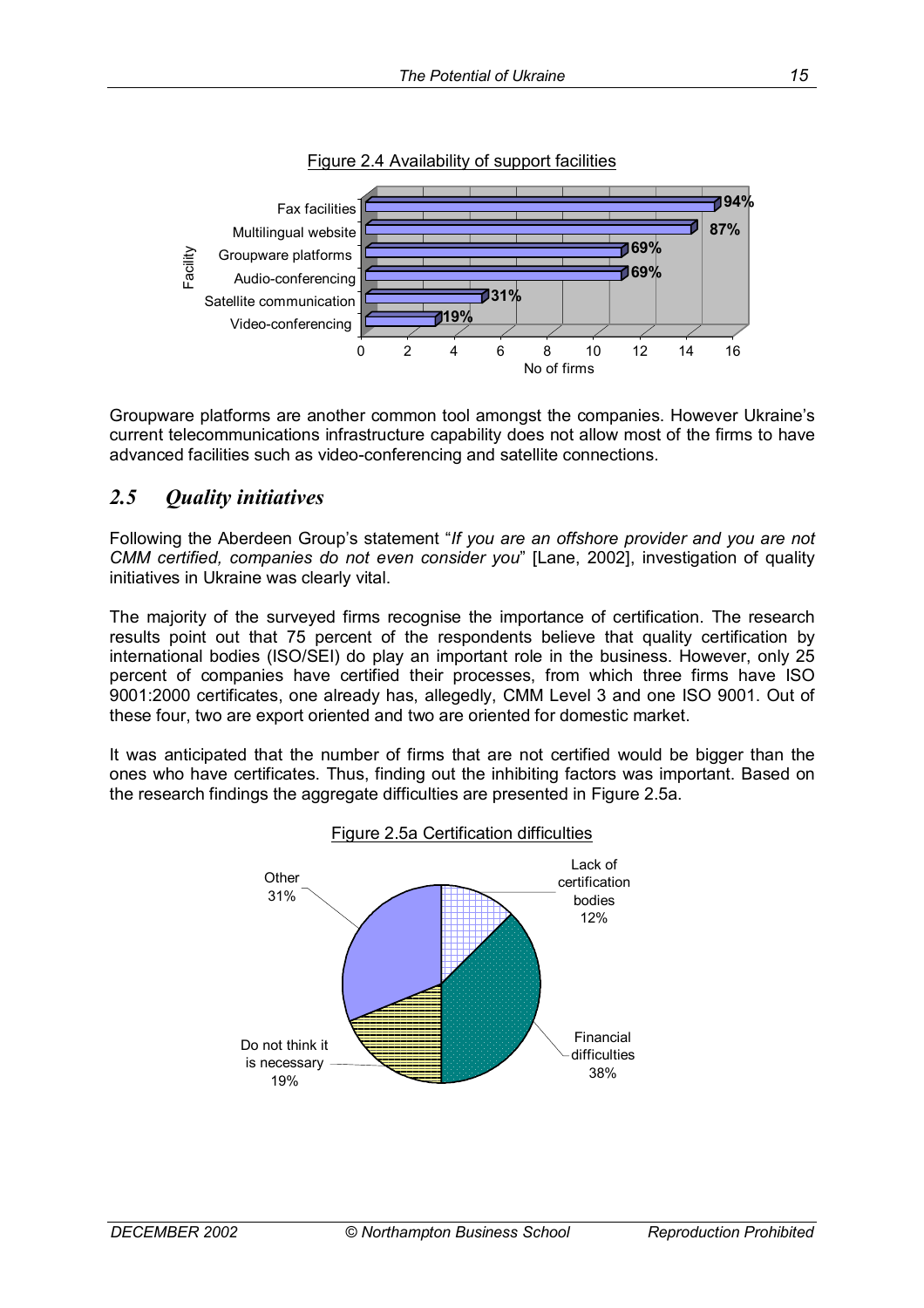Figure 2.4 Availability of support facilities

Groupware platforms are another common tool amongst the companies. However Ukraine's current telecommunications infrastructure capability does not allow most of the firms to have advanced facilities such as video-conferencing and satellite connections.

## *2.5 Quality initiatives*

Following the Aberdeen Group's statement "*If you are an offshore provider and you are not CMM certified, companies do not even consider you*" [Lane, 2002], investigation of quality initiatives in Ukraine was clearly vital.

The majority of the surveyed firms recognise the importance of certification. The research results point out that 75 percent of the respondents believe that quality certification by international bodies (ISO/SEI) do play an important role in the business. However, only 25 percent of companies have certified their processes, from which three firms have ISO 9001:2000 certificates, one already has, allegedly, CMM Level 3 and one ISO 9001. Out of these four, two are export oriented and two are oriented for domestic market.

It was anticipated that the number of firms that are not certified would be bigger than the ones who have certificates. Thus, finding out the inhibiting factors was important. Based on the research findings the aggregate difficulties are presented in Figure 2.5a.

Figure 2.5a Certification difficulties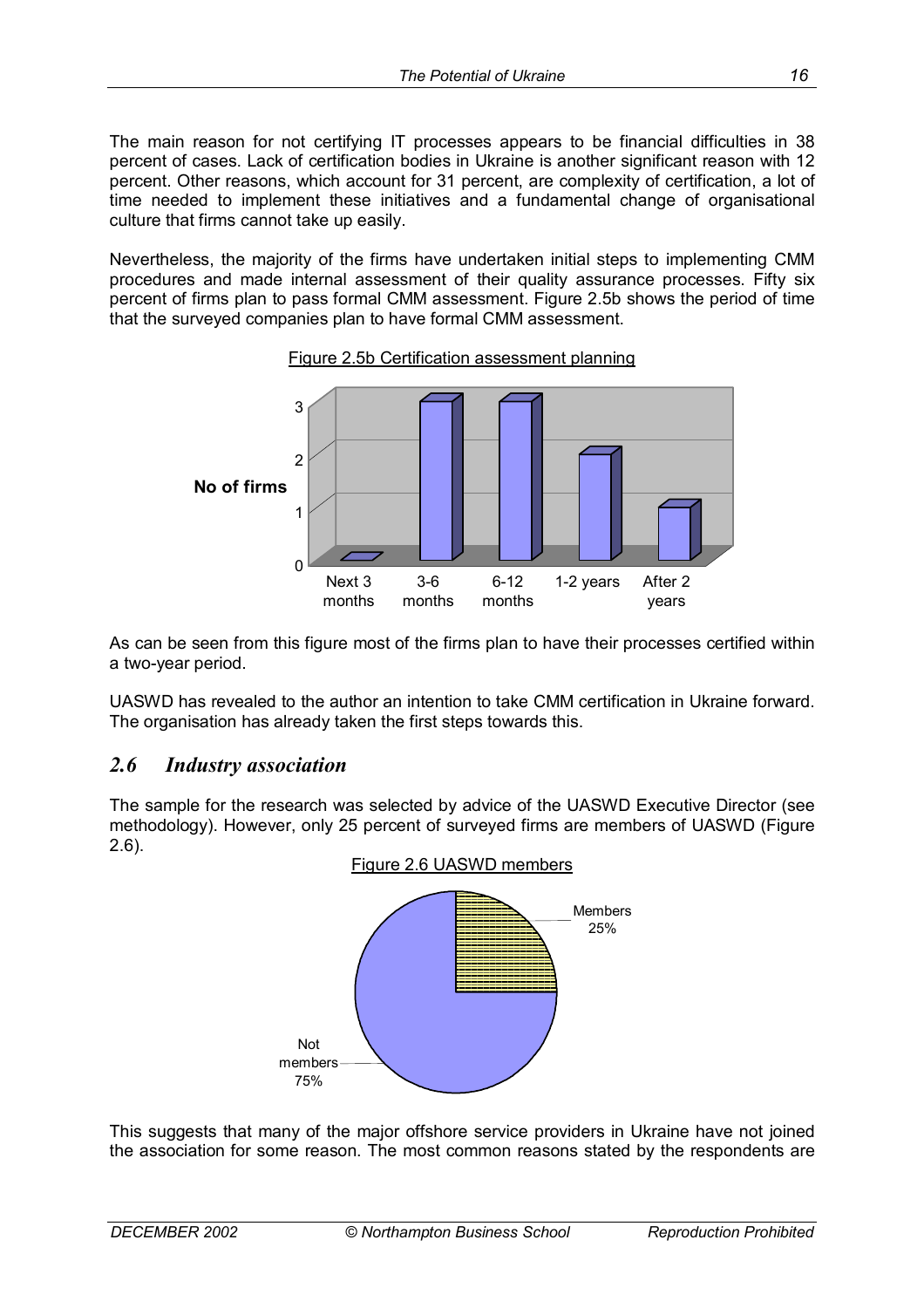The main reason for not certifying IT processes appears to be financial difficulties in 38 percent of cases. Lack of certification bodies in Ukraine is another significant reason with 12 percent. Other reasons, which account for 31 percent, are complexity of certification, a lot of time needed to implement these initiatives and a fundamental change of organisational culture that firms cannot take up easily.

Nevertheless, the majority of the firms have undertaken initial steps to implementing CMM procedures and made internal assessment of their quality assurance processes. Fifty six percent of firms plan to pass formal CMM assessment. Figure 2.5b shows the period of time that the surveyed companies plan to have formal CMM assessment.

Figure 2.5b Certification assessment planning

As can be seen from this figure most of the firms plan to have their processes certified within a two-year period.

UASWD has revealed to the author an intention to take CMM certification in Ukraine forward. The organisation has already taken the first steps towards this.

## *2.6 Industry association*

The sample for the research was selected by advice of the UASWD Executive Director (see methodology). However, only 25 percent of surveyed firms are members of UASWD (Figure 2.6).

Figure 2.6 UASWD members

This suggests that many of the major offshore service providers in Ukraine have not joined the association for some reason. The most common reasons stated by the respondents are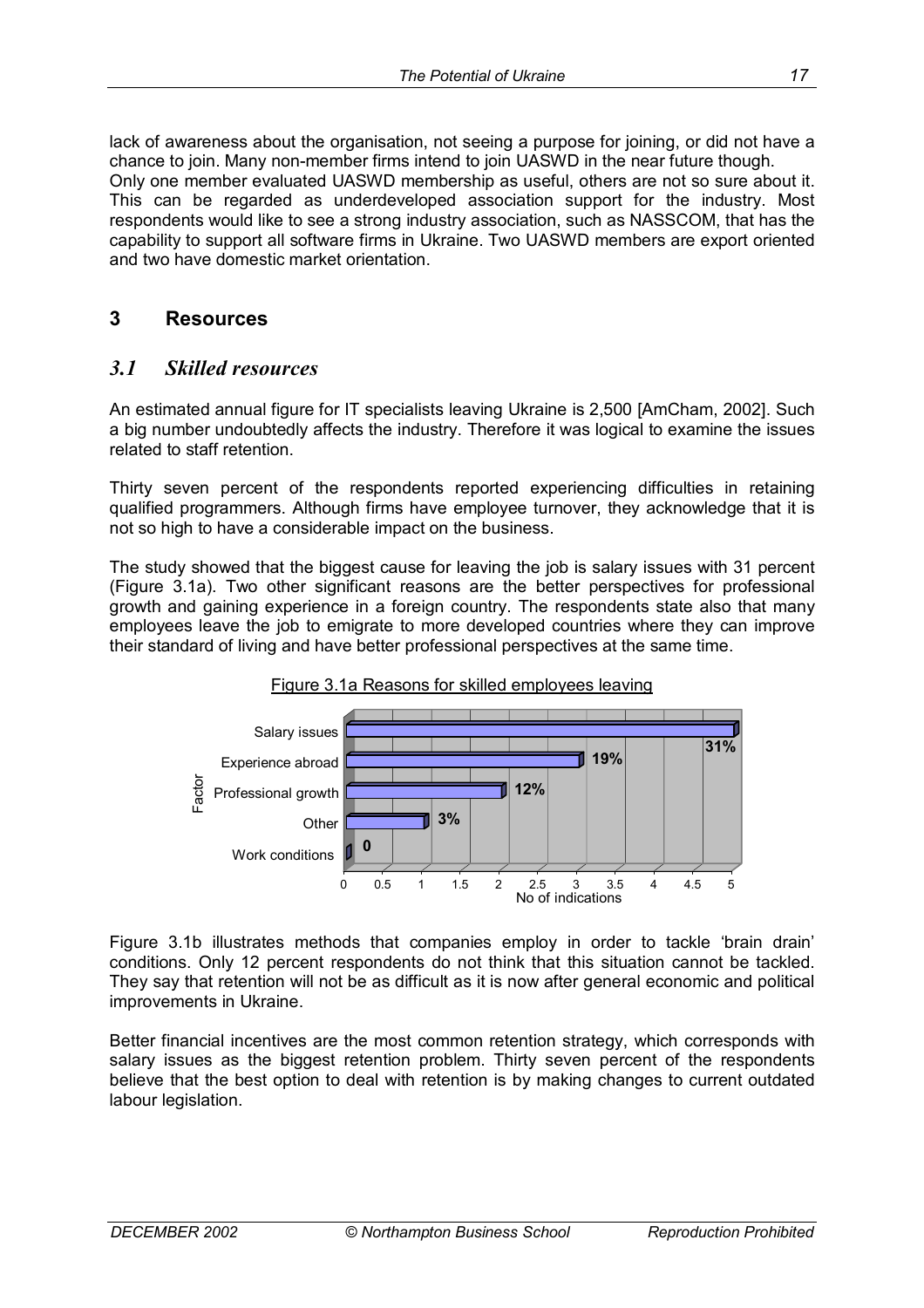lack of awareness about the organisation, not seeing a purpose for joining, or did not have a chance to join. Many non-member firms intend to join UASWD in the near future though. Only one member evaluated UASWD membership as useful, others are not so sure about it. This can be regarded as underdeveloped association support for the industry. Most respondents would like to see a strong industry association, such as NASSCOM, that has the capability to support all software firms in Ukraine. Two UASWD members are export oriented and two have domestic market orientation.

# 3 Resources

## *3.1 Skilled resources*

An estimated annual figure for IT specialists leaving Ukraine is 2,500 [AmCham, 2002]. Such a big number undoubtedly affects the industry. Therefore it was logical to examine the issues related to staff retention.

Thirty seven percent of the respondents reported experiencing difficulties in retaining qualified programmers. Although firms have employee turnover, they acknowledge that it is not so high to have a considerable impact on the business.

The study showed that the biggest cause for leaving the job is salary issues with 31 percent (Figure 3.1a). Two other significant reasons are the better perspectives for professional growth and gaining experience in a foreign country. The respondents state also that many employees leave the job to emigrate to more developed countries where they can improve their standard of living and have better professional perspectives at the same time.

Figure 3.1a Reasons for skilled employees leaving

| Factor | No of indications (label) |
|---|---|
| Salary issues | 31% |
| Experience abroad | 19% |
| Professional growth | 12% |
| Other | 3% |
| Work conditions | 0 |

Figure 3.1b illustrates methods that companies employ in order to tackle 'brain drain' conditions. Only 12 percent respondents do not think that this situation cannot be tackled. They say that retention will not be as difficult as it is now after general economic and political improvements in Ukraine.

Better financial incentives are the most common retention strategy, which corresponds with salary issues as the biggest retention problem. Thirty seven percent of the respondents believe that the best option to deal with retention is by making changes to current outdated labour legislation.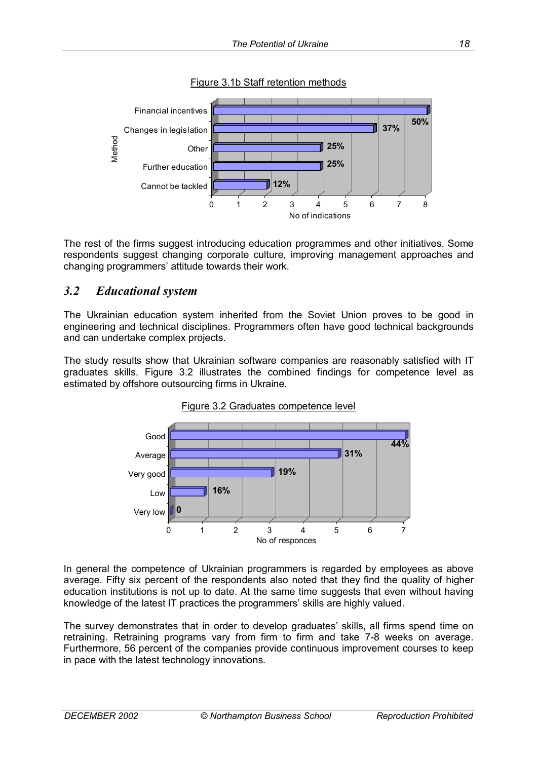Figure 3.1b Staff retention methods

| Method | No of indications | % |
|---|---|---|
| Financial incentives | 8 | 50% |
| Changes in legislation | 6 | 37% |
| Other | 4 | 25% |
| Further education | 4 | 25% |
| Cannot be tackled | 2 | 12% |

The rest of the firms suggest introducing education programmes and other initiatives. Some respondents suggest changing corporate culture, improving management approaches and changing programmers' attitude towards their work.

## *3.2 Educational system*

The Ukrainian education system inherited from the Soviet Union proves to be good in engineering and technical disciplines. Programmers often have good technical backgrounds and can undertake complex projects.

The study results show that Ukrainian software companies are reasonably satisfied with IT graduates skills. Figure 3.2 illustrates the combined findings for competence level as estimated by offshore outsourcing firms in Ukraine.

Figure 3.2 Graduates competence level

| Level | No of responces | % |
|---|---|---|
| Good | 7 | 44% |
| Average | 5 | 31% |
| Very good | 3 | 19% |
| Low | 1 | 16% |
| Very low | 0 | 0 |

In general the competence of Ukrainian programmers is regarded by employees as above average. Fifty six percent of the respondents also noted that they find the quality of higher education institutions is not up to date. At the same time suggests that even without having knowledge of the latest IT practices the programmers' skills are highly valued.

The survey demonstrates that in order to develop graduates' skills, all firms spend time on retraining. Retraining programs vary from firm to firm and take 7-8 weeks on average. Furthermore, 56 percent of the companies provide continuous improvement courses to keep in pace with the latest technology innovations.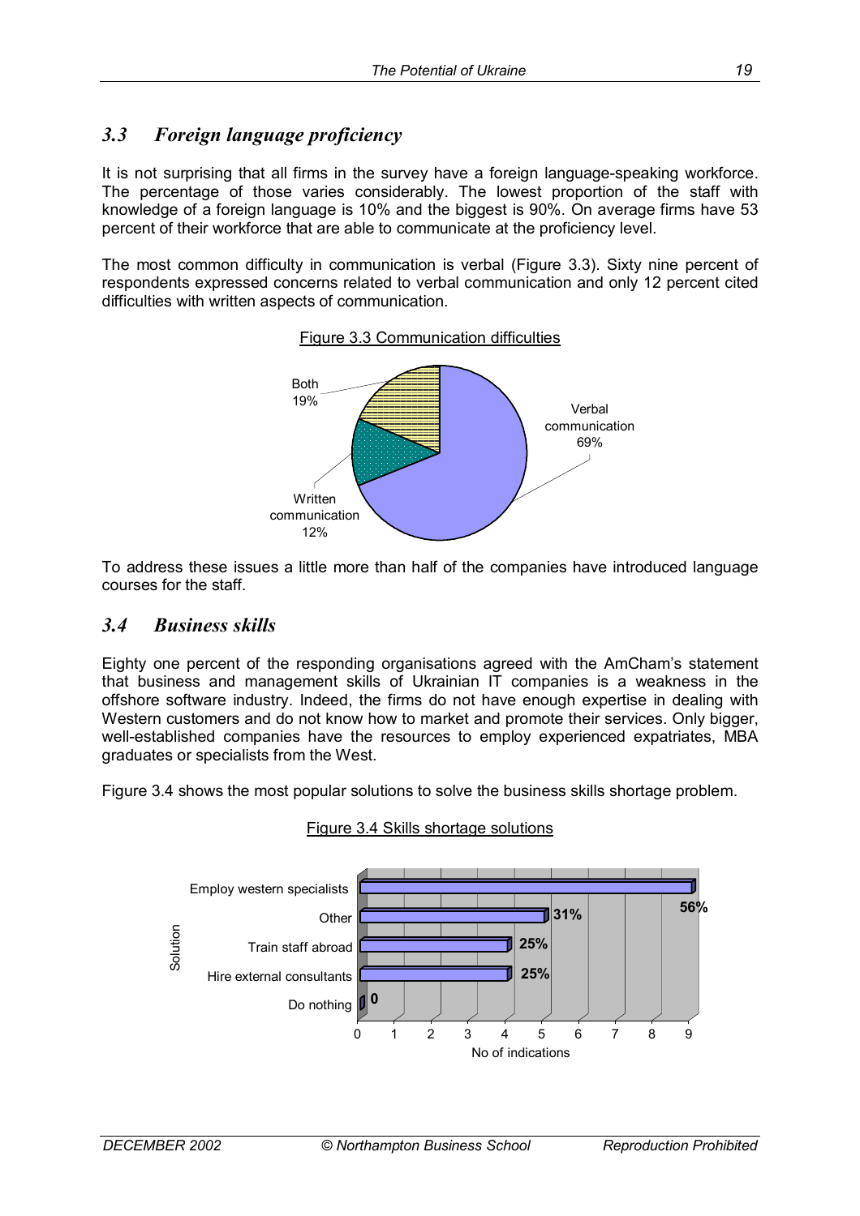## 3.3 Foreign language proficiency

It is not surprising that all firms in the survey have a foreign language-speaking workforce. The percentage of those varies considerably. The lowest proportion of the staff with knowledge of a foreign language is 10% and the biggest is 90%. On average firms have 53 percent of their workforce that are able to communicate at the proficiency level.

The most common difficulty in communication is verbal (Figure 3.3). Sixty nine percent of respondents expressed concerns related to verbal communication and only 12 percent cited difficulties with written aspects of communication.

Figure 3.3 Communication difficulties

| Difficulty | Share |
|---|---|
| Verbal communication | 69% |
| Written communication | 12% |
| Both | 19% |

To address these issues a little more than half of the companies have introduced language courses for the staff.

## 3.4 Business skills

Eighty one percent of the responding organisations agreed with the AmCham's statement that business and management skills of Ukrainian IT companies is a weakness in the offshore software industry. Indeed, the firms do not have enough expertise in dealing with Western customers and do not know how to market and promote their services. Only bigger, well-established companies have the resources to employ experienced expatriates, MBA graduates or specialists from the West.

Figure 3.4 shows the most popular solutions to solve the business skills shortage problem.

Figure 3.4 Skills shortage solutions

| Solution | No of indications | Percentage |
|---|---|---|
| Employ western specialists | 9 | 56% |
| Other | 5 | 31% |
| Train staff abroad | 4 | 25% |
| Hire external consultants | 4 | 25% |
| Do nothing | 0 | 0 |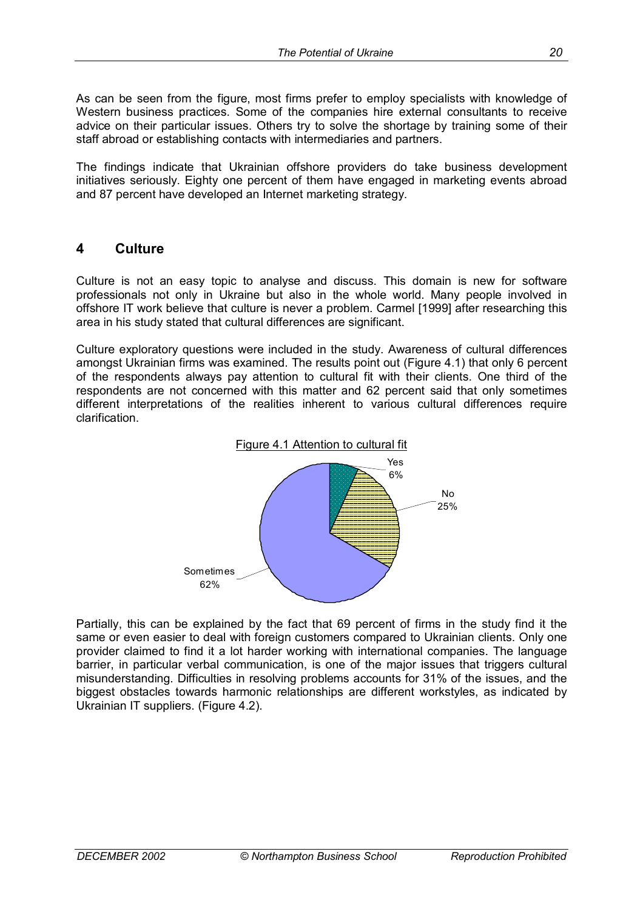As can be seen from the figure, most firms prefer to employ specialists with knowledge of Western business practices. Some of the companies hire external consultants to receive advice on their particular issues. Others try to solve the shortage by training some of their staff abroad or establishing contacts with intermediaries and partners.

The findings indicate that Ukrainian offshore providers do take business development initiatives seriously. Eighty one percent of them have engaged in marketing events abroad and 87 percent have developed an Internet marketing strategy.

## 4 Culture

Culture is not an easy topic to analyse and discuss. This domain is new for software professionals not only in Ukraine but also in the whole world. Many people involved in offshore IT work believe that culture is never a problem. Carmel [1999] after researching this area in his study stated that cultural differences are significant.

Culture exploratory questions were included in the study. Awareness of cultural differences amongst Ukrainian firms was examined. The results point out (Figure 4.1) that only 6 percent of the respondents always pay attention to cultural fit with their clients. One third of the respondents are not concerned with this matter and 62 percent said that only sometimes different interpretations of the realities inherent to various cultural differences require clarification.

Figure 4.1 Attention to cultural fit

| Response | Share |
|---|---|
| Yes | 6% |
| No | 25% |
| Sometimes | 62% |

Partially, this can be explained by the fact that 69 percent of firms in the study find it the same or even easier to deal with foreign customers compared to Ukrainian clients. Only one provider claimed to find it a lot harder working with international companies. The language barrier, in particular verbal communication, is one of the major issues that triggers cultural misunderstanding. Difficulties in resolving problems accounts for 31% of the issues, and the biggest obstacles towards harmonic relationships are different workstyles, as indicated by Ukrainian IT suppliers. (Figure 4.2).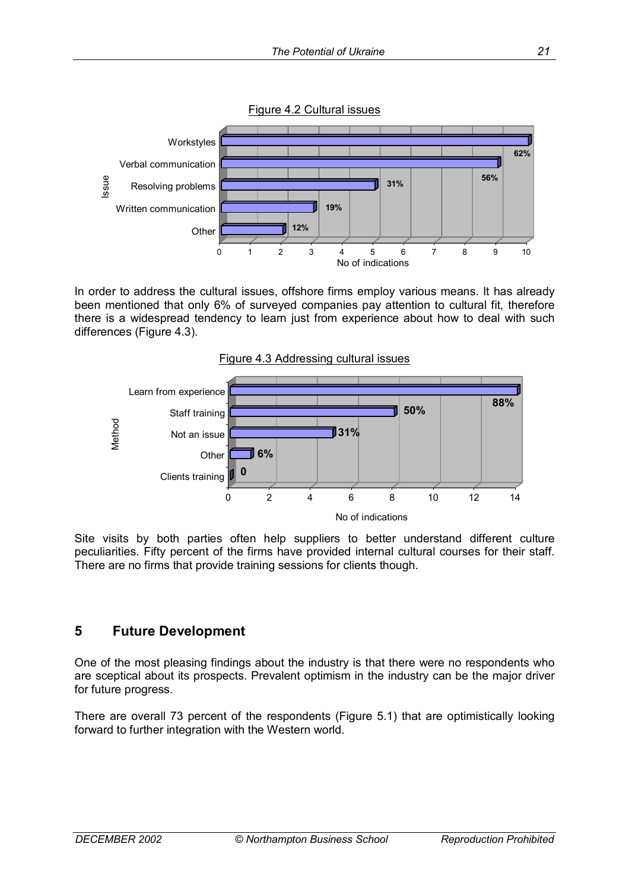Figure 4.2 Cultural issues

| Issue | No of indications | % |
|---|---|---|
| Workstyles | 10 | 62% |
| Verbal communication | 9 | 56% |
| Resolving problems | 5 | 31% |
| Written communication | 3 | 19% |
| Other | 2 | 12% |

In order to address the cultural issues, offshore firms employ various means. It has already been mentioned that only 6% of surveyed companies pay attention to cultural fit, therefore there is a widespread tendency to learn just from experience about how to deal with such differences (Figure 4.3).

Figure 4.3 Addressing cultural issues

| Method | No of indications | % |
|---|---|---|
| Learn from experience | 14 | 88% |
| Staff training | 8 | 50% |
| Not an issue | 5 | 31% |
| Other | 1 | 6% |
| Clients training | 0 | 0 |

Site visits by both parties often help suppliers to better understand different culture peculiarities. Fifty percent of the firms have provided internal cultural courses for their staff. There are no firms that provide training sessions for clients though.

## 5 Future Development

One of the most pleasing findings about the industry is that there were no respondents who are sceptical about its prospects. Prevalent optimism in the industry can be the major driver for future progress.

There are overall 73 percent of the respondents (Figure 5.1) that are optimistically looking forward to further integration with the Western world.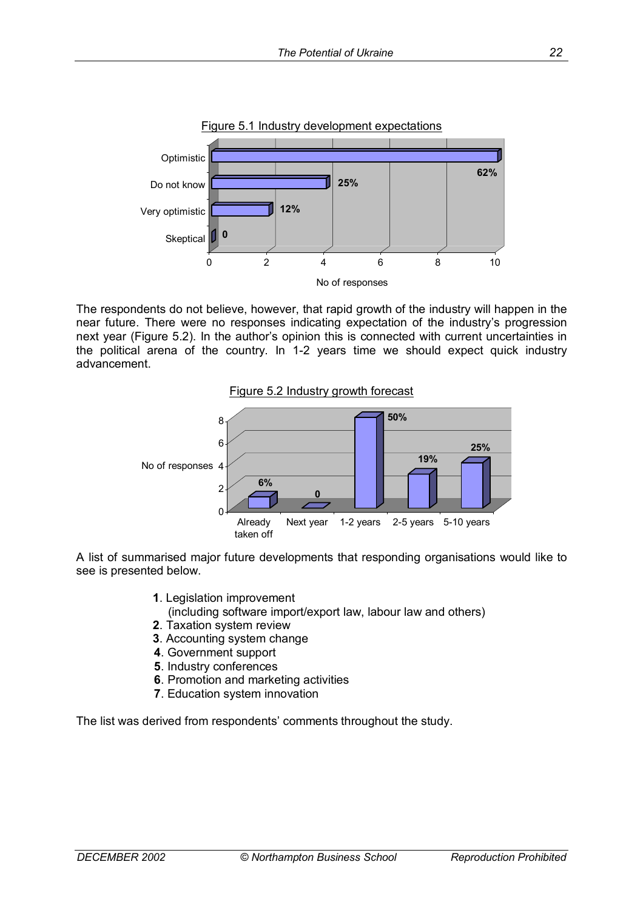Figure 5.1 Industry development expectations

| Category | No of responses | Label |
| --- | --- | --- |
| Optimistic | 10 | 62% |
| Do not know | 4 | 25% |
| Very optimistic | 2 | 12% |
| Skeptical | 0 | 0 |

The respondents do not believe, however, that rapid growth of the industry will happen in the near future. There were no responses indicating expectation of the industry's progression next year (Figure 5.2). In the author's opinion this is connected with current uncertainties in the political arena of the country. In 1-2 years time we should expect quick industry advancement.

Figure 5.2 Industry growth forecast

| Category | No of responses | Label |
| --- | --- | --- |
| Already taken off | 1 | 6% |
| Next year | 0 | 0 |
| 1-2 years | 8 | 50% |
| 2-5 years | 3 | 19% |
| 5-10 years | 4 | 25% |

A list of summarised major future developments that responding organisations would like to see is presented below.

**1**. Legislation improvement
(including software import/export law, labour law and others)
**2**. Taxation system review
**3**. Accounting system change
**4**. Government support
**5**. Industry conferences
**6**. Promotion and marketing activities
**7**. Education system innovation

The list was derived from respondents' comments throughout the study.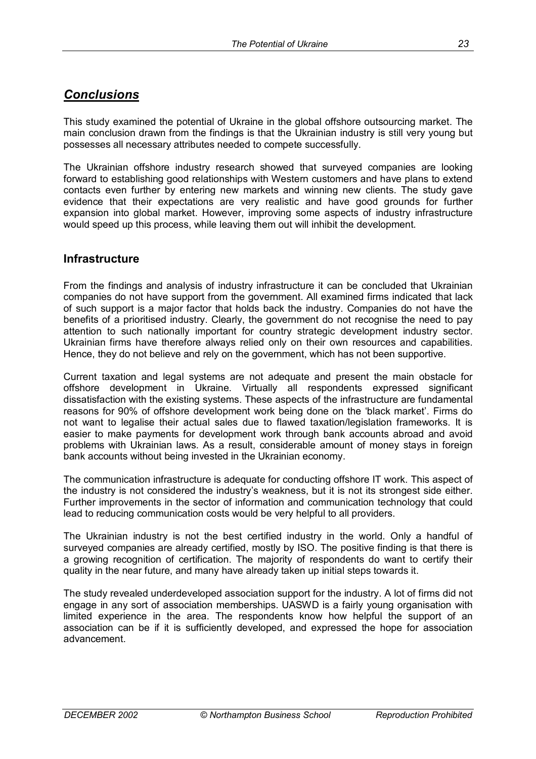## ***Conclusions***

This study examined the potential of Ukraine in the global offshore outsourcing market. The main conclusion drawn from the findings is that the Ukrainian industry is still very young but possesses all necessary attributes needed to compete successfully.

The Ukrainian offshore industry research showed that surveyed companies are looking forward to establishing good relationships with Western customers and have plans to extend contacts even further by entering new markets and winning new clients. The study gave evidence that their expectations are very realistic and have good grounds for further expansion into global market. However, improving some aspects of industry infrastructure would speed up this process, while leaving them out will inhibit the development.

### Infrastructure

From the findings and analysis of industry infrastructure it can be concluded that Ukrainian companies do not have support from the government. All examined firms indicated that lack of such support is a major factor that holds back the industry. Companies do not have the benefits of a prioritised industry. Clearly, the government do not recognise the need to pay attention to such nationally important for country strategic development industry sector. Ukrainian firms have therefore always relied only on their own resources and capabilities. Hence, they do not believe and rely on the government, which has not been supportive.

Current taxation and legal systems are not adequate and present the main obstacle for offshore development in Ukraine. Virtually all respondents expressed significant dissatisfaction with the existing systems. These aspects of the infrastructure are fundamental reasons for 90% of offshore development work being done on the 'black market'. Firms do not want to legalise their actual sales due to flawed taxation/legislation frameworks. It is easier to make payments for development work through bank accounts abroad and avoid problems with Ukrainian laws. As a result, considerable amount of money stays in foreign bank accounts without being invested in the Ukrainian economy.

The communication infrastructure is adequate for conducting offshore IT work. This aspect of the industry is not considered the industry's weakness, but it is not its strongest side either. Further improvements in the sector of information and communication technology that could lead to reducing communication costs would be very helpful to all providers.

The Ukrainian industry is not the best certified industry in the world. Only a handful of surveyed companies are already certified, mostly by ISO. The positive finding is that there is a growing recognition of certification. The majority of respondents do want to certify their quality in the near future, and many have already taken up initial steps towards it.

The study revealed underdeveloped association support for the industry. A lot of firms did not engage in any sort of association memberships. UASWD is a fairly young organisation with limited experience in the area. The respondents know how helpful the support of an association can be if it is sufficiently developed, and expressed the hope for association advancement.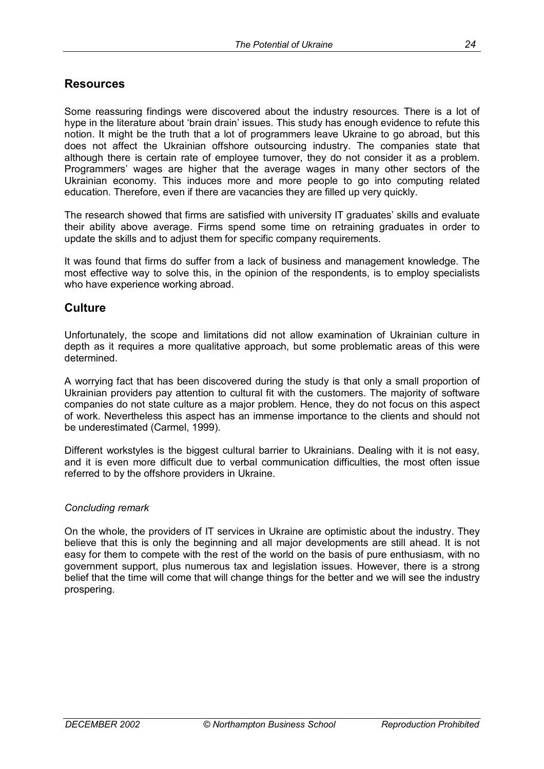## Resources

Some reassuring findings were discovered about the industry resources. There is a lot of hype in the literature about 'brain drain' issues. This study has enough evidence to refute this notion. It might be the truth that a lot of programmers leave Ukraine to go abroad, but this does not affect the Ukrainian offshore outsourcing industry. The companies state that although there is certain rate of employee turnover, they do not consider it as a problem. Programmers' wages are higher that the average wages in many other sectors of the Ukrainian economy. This induces more and more people to go into computing related education. Therefore, even if there are vacancies they are filled up very quickly.

The research showed that firms are satisfied with university IT graduates' skills and evaluate their ability above average. Firms spend some time on retraining graduates in order to update the skills and to adjust them for specific company requirements.

It was found that firms do suffer from a lack of business and management knowledge. The most effective way to solve this, in the opinion of the respondents, is to employ specialists who have experience working abroad.

## Culture

Unfortunately, the scope and limitations did not allow examination of Ukrainian culture in depth as it requires a more qualitative approach, but some problematic areas of this were determined.

A worrying fact that has been discovered during the study is that only a small proportion of Ukrainian providers pay attention to cultural fit with the customers. The majority of software companies do not state culture as a major problem. Hence, they do not focus on this aspect of work. Nevertheless this aspect has an immense importance to the clients and should not be underestimated (Carmel, 1999).

Different workstyles is the biggest cultural barrier to Ukrainians. Dealing with it is not easy, and it is even more difficult due to verbal communication difficulties, the most often issue referred to by the offshore providers in Ukraine.

*Concluding remark*

On the whole, the providers of IT services in Ukraine are optimistic about the industry. They believe that this is only the beginning and all major developments are still ahead. It is not easy for them to compete with the rest of the world on the basis of pure enthusiasm, with no government support, plus numerous tax and legislation issues. However, there is a strong belief that the time will come that will change things for the better and we will see the industry prospering.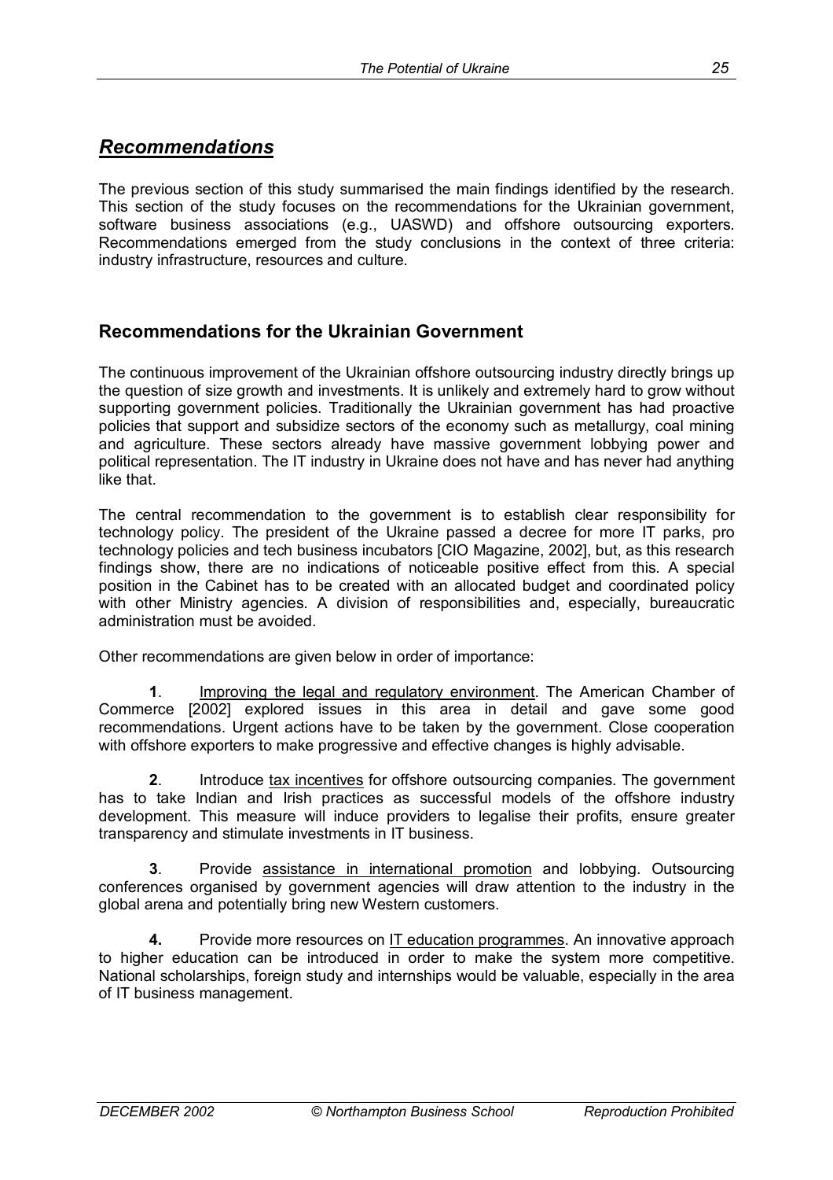# *Recommendations*

The previous section of this study summarised the main findings identified by the research. This section of the study focuses on the recommendations for the Ukrainian government, software business associations (e.g., UASWD) and offshore outsourcing exporters. Recommendations emerged from the study conclusions in the context of three criteria: industry infrastructure, resources and culture.

## Recommendations for the Ukrainian Government

The continuous improvement of the Ukrainian offshore outsourcing industry directly brings up the question of size growth and investments. It is unlikely and extremely hard to grow without supporting government policies. Traditionally the Ukrainian government has had proactive policies that support and subsidize sectors of the economy such as metallurgy, coal mining and agriculture. These sectors already have massive government lobbying power and political representation. The IT industry in Ukraine does not have and has never had anything like that.

The central recommendation to the government is to establish clear responsibility for technology policy. The president of the Ukraine passed a decree for more IT parks, pro technology policies and tech business incubators [CIO Magazine, 2002], but, as this research findings show, there are no indications of noticeable positive effect from this. A special position in the Cabinet has to be created with an allocated budget and coordinated policy with other Ministry agencies. A division of responsibilities and, especially, bureaucratic administration must be avoided.

Other recommendations are given below in order of importance:

**1**. Improving the legal and regulatory environment. The American Chamber of Commerce [2002] explored issues in this area in detail and gave some good recommendations. Urgent actions have to be taken by the government. Close cooperation with offshore exporters to make progressive and effective changes is highly advisable.

**2**. Introduce tax incentives for offshore outsourcing companies. The government has to take Indian and Irish practices as successful models of the offshore industry development. This measure will induce providers to legalise their profits, ensure greater transparency and stimulate investments in IT business.

**3**. Provide assistance in international promotion and lobbying. Outsourcing conferences organised by government agencies will draw attention to the industry in the global arena and potentially bring new Western customers.

**4.** Provide more resources on IT education programmes. An innovative approach to higher education can be introduced in order to make the system more competitive. National scholarships, foreign study and internships would be valuable, especially in the area of IT business management.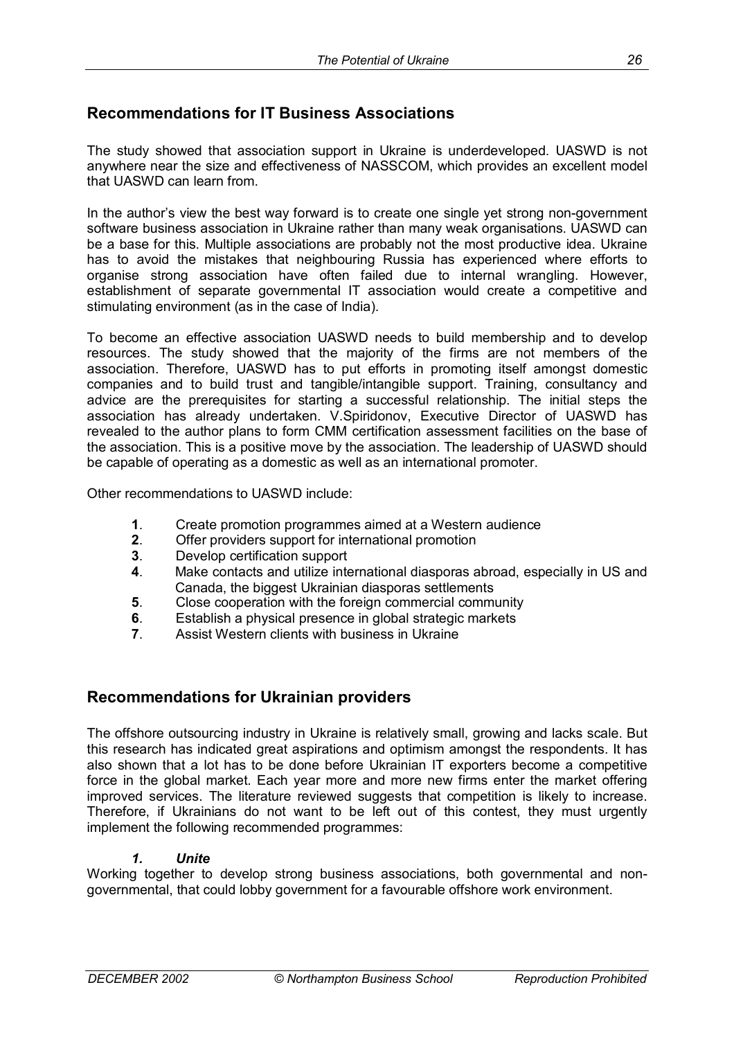## Recommendations for IT Business Associations

The study showed that association support in Ukraine is underdeveloped. UASWD is not anywhere near the size and effectiveness of NASSCOM, which provides an excellent model that UASWD can learn from.

In the author's view the best way forward is to create one single yet strong non-government software business association in Ukraine rather than many weak organisations. UASWD can be a base for this. Multiple associations are probably not the most productive idea. Ukraine has to avoid the mistakes that neighbouring Russia has experienced where efforts to organise strong association have often failed due to internal wrangling. However, establishment of separate governmental IT association would create a competitive and stimulating environment (as in the case of India).

To become an effective association UASWD needs to build membership and to develop resources. The study showed that the majority of the firms are not members of the association. Therefore, UASWD has to put efforts in promoting itself amongst domestic companies and to build trust and tangible/intangible support. Training, consultancy and advice are the prerequisites for starting a successful relationship. The initial steps the association has already undertaken. V.Spiridonov, Executive Director of UASWD has revealed to the author plans to form CMM certification assessment facilities on the base of the association. This is a positive move by the association. The leadership of UASWD should be capable of operating as a domestic as well as an international promoter.

Other recommendations to UASWD include:

1. Create promotion programmes aimed at a Western audience
2. Offer providers support for international promotion
3. Develop certification support
4. Make contacts and utilize international diasporas abroad, especially in US and Canada, the biggest Ukrainian diasporas settlements
5. Close cooperation with the foreign commercial community
6. Establish a physical presence in global strategic markets
7. Assist Western clients with business in Ukraine

## Recommendations for Ukrainian providers

The offshore outsourcing industry in Ukraine is relatively small, growing and lacks scale. But this research has indicated great aspirations and optimism amongst the respondents. It has also shown that a lot has to be done before Ukrainian IT exporters become a competitive force in the global market. Each year more and more new firms enter the market offering improved services. The literature reviewed suggests that competition is likely to increase. Therefore, if Ukrainians do not want to be left out of this contest, they must urgently implement the following recommended programmes:

***1. Unite***

Working together to develop strong business associations, both governmental and non-governmental, that could lobby government for a favourable offshore work environment.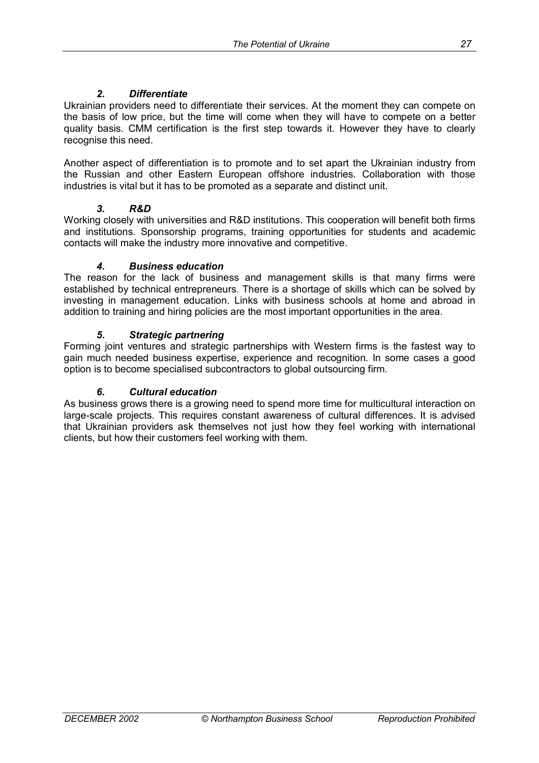### *2. Differentiate*

Ukrainian providers need to differentiate their services. At the moment they can compete on the basis of low price, but the time will come when they will have to compete on a better quality basis. CMM certification is the first step towards it. However they have to clearly recognise this need.

Another aspect of differentiation is to promote and to set apart the Ukrainian industry from the Russian and other Eastern European offshore industries. Collaboration with those industries is vital but it has to be promoted as a separate and distinct unit.

### *3. R&D*

Working closely with universities and R&D institutions. This cooperation will benefit both firms and institutions. Sponsorship programs, training opportunities for students and academic contacts will make the industry more innovative and competitive.

### *4. Business education*

The reason for the lack of business and management skills is that many firms were established by technical entrepreneurs. There is a shortage of skills which can be solved by investing in management education. Links with business schools at home and abroad in addition to training and hiring policies are the most important opportunities in the area.

### *5. Strategic partnering*

Forming joint ventures and strategic partnerships with Western firms is the fastest way to gain much needed business expertise, experience and recognition. In some cases a good option is to become specialised subcontractors to global outsourcing firm.

### *6. Cultural education*

As business grows there is a growing need to spend more time for multicultural interaction on large-scale projects. This requires constant awareness of cultural differences. It is advised that Ukrainian providers ask themselves not just how they feel working with international clients, but how their customers feel working with them.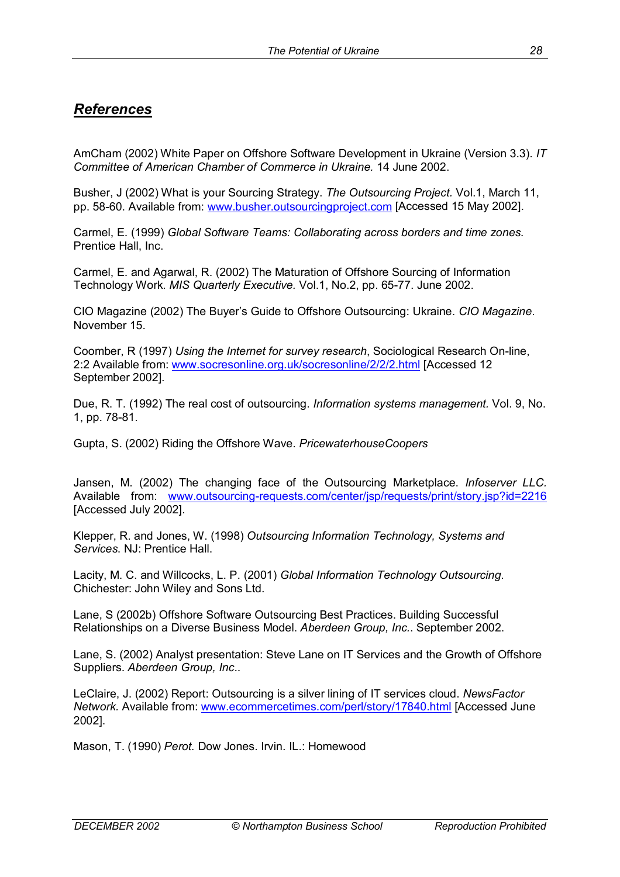## ***References***

AmCham (2002) White Paper on Offshore Software Development in Ukraine (Version 3.3). *IT Committee of American Chamber of Commerce in Ukraine.* 14 June 2002.

Busher, J (2002) What is your Sourcing Strategy. *The Outsourcing Project.* Vol.1, March 11, pp. 58-60. Available from: www.busher.outsourcingproject.com [Accessed 15 May 2002].

Carmel, E. (1999) *Global Software Teams: Collaborating across borders and time zones.* Prentice Hall, Inc.

Carmel, E. and Agarwal, R. (2002) The Maturation of Offshore Sourcing of Information Technology Work. *MIS Quarterly Executive.* Vol.1, No.2, pp. 65-77. June 2002.

CIO Magazine (2002) The Buyer's Guide to Offshore Outsourcing: Ukraine. *CIO Magazine*. November 15.

Coomber, R (1997) *Using the Internet for survey research*, Sociological Research On-line, 2:2 Available from: www.socresonline.org.uk/socresonline/2/2/2.html [Accessed 12 September 2002].

Due, R. T. (1992) The real cost of outsourcing. *Information systems management.* Vol. 9, No. 1, pp. 78-81.

Gupta, S. (2002) Riding the Offshore Wave. *PricewaterhouseCoopers*

Jansen, M. (2002) The changing face of the Outsourcing Marketplace. *Infoserver LLC.* Available from: www.outsourcing-requests.com/center/jsp/requests/print/story.jsp?id=2216 [Accessed July 2002].

Klepper, R. and Jones, W. (1998) *Outsourcing Information Technology, Systems and Services.* NJ: Prentice Hall.

Lacity, M. C. and Willcocks, L. P. (2001) *Global Information Technology Outsourcing*. Chichester: John Wiley and Sons Ltd.

Lane, S (2002b) Offshore Software Outsourcing Best Practices. Building Successful Relationships on a Diverse Business Model. *Aberdeen Group, Inc.*. September 2002.

Lane, S. (2002) Analyst presentation: Steve Lane on IT Services and the Growth of Offshore Suppliers. *Aberdeen Group, Inc*..

LeClaire, J. (2002) Report: Outsourcing is a silver lining of IT services cloud. *NewsFactor Network.* Available from: www.ecommercetimes.com/perl/story/17840.html [Accessed June 2002].

Mason, T. (1990) *Perot.* Dow Jones. Irvin. IL.: Homewood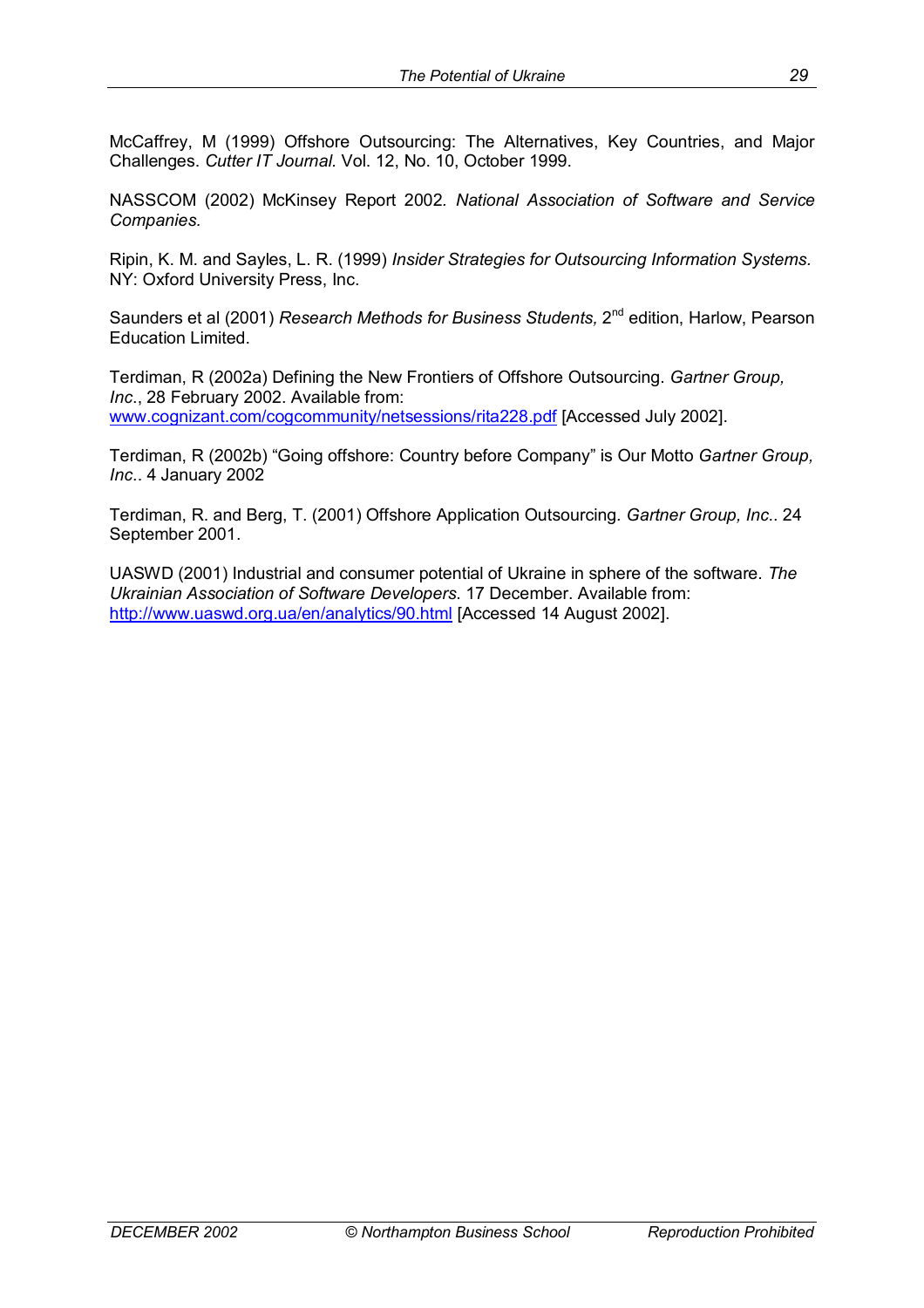McCaffrey, M (1999) Offshore Outsourcing: The Alternatives, Key Countries, and Major Challenges. *Cutter IT Journal.* Vol. 12, No. 10, October 1999.

NASSCOM (2002) McKinsey Report 2002. *National Association of Software and Service Companies.*

Ripin, K. M. and Sayles, L. R. (1999) *Insider Strategies for Outsourcing Information Systems.* NY: Oxford University Press, Inc.

Saunders et al (2001) *Research Methods for Business Students,* 2nd edition, Harlow, Pearson Education Limited.

Terdiman, R (2002a) Defining the New Frontiers of Offshore Outsourcing. *Gartner Group, Inc.*, 28 February 2002. Available from: www.cognizant.com/cogcommunity/netsessions/rita228.pdf [Accessed July 2002].

Terdiman, R (2002b) "Going offshore: Country before Company" is Our Motto *Gartner Group, Inc.*. 4 January 2002

Terdiman, R. and Berg, T. (2001) Offshore Application Outsourcing. *Gartner Group, Inc.*. 24 September 2001.

UASWD (2001) Industrial and consumer potential of Ukraine in sphere of the software. *The Ukrainian Association of Software Developers.* 17 December. Available from: http://www.uaswd.org.ua/en/analytics/90.html [Accessed 14 August 2002].